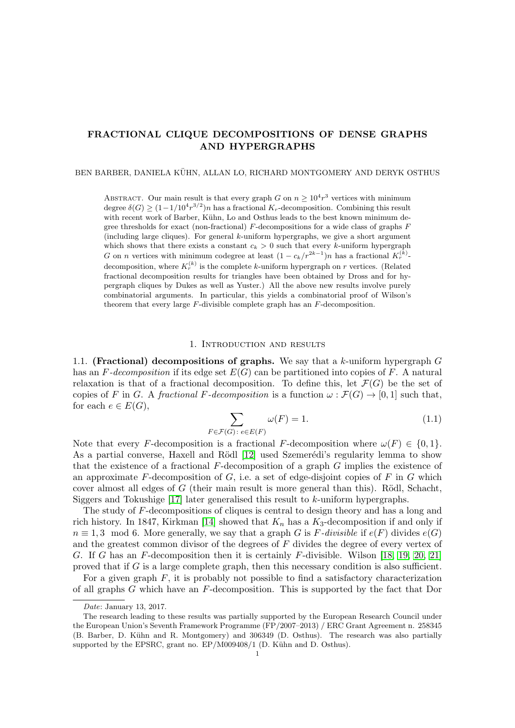# FRACTIONAL CLIQUE DECOMPOSITIONS OF DENSE GRAPHS AND HYPERGRAPHS

BEN BARBER, DANIELA KÜHN, ALLAN LO, RICHARD MONTGOMERY AND DERYK OSTHUS

Abstract. Our main result is that every graph $G$ on $n \geq 10^4 r^3$ vertices with minimum degree $\delta(G) \geq (1 - 1/10^4 r^{3/2})n$ has a fractional $K_r$-decomposition. Combining this result with recent work of Barber, Kühn, Lo and Osthus leads to the best known minimum degree thresholds for exact (non-fractional) $F$-decompositions for a wide class of graphs $F$ (including large cliques). For general $k$-uniform hypergraphs, we give a short argument which shows that there exists a constant $c_k > 0$ such that every $k$-uniform hypergraph $G$ on $n$ vertices with minimum codegree at least $(1 - c_k/r^{2k-1})n$ has a fractional $K_r^{(k)}$-decomposition, where $K_r^{(k)}$ is the complete $k$-uniform hypergraph on $r$ vertices. (Related fractional decomposition results for triangles have been obtained by Dross and for hypergraph cliques by Dukes as well as Yuster.) All the above new results involve purely combinatorial arguments. In particular, this yields a combinatorial proof of Wilson's theorem that every large $F$-divisible complete graph has an $F$-decomposition.

## 1. Introduction and results

### 1.1. (Fractional) decompositions of graphs.

We say that a $k$-uniform hypergraph $G$ has an *$F$-decomposition* if its edge set $E(G)$ can be partitioned into copies of $F$. A natural relaxation is that of a fractional decomposition. To define this, let $\mathcal{F}(G)$ be the set of copies of $F$ in $G$. A *fractional $F$-decomposition* is a function $\omega : \mathcal{F}(G) \to [0, 1]$ such that, for each $e \in E(G)$,

$$\sum_{F \in \mathcal{F}(G):\, e \in E(F)} \omega(F) = 1. \tag{1.1}$$

Note that every $F$-decomposition is a fractional $F$-decomposition where $\omega(F) \in \{0, 1\}$. As a partial converse, Haxell and Rödl [12] used Szemerédi's regularity lemma to show that the existence of a fractional $F$-decomposition of a graph $G$ implies the existence of an approximate $F$-decomposition of $G$, i.e. a set of edge-disjoint copies of $F$ in $G$ which cover almost all edges of $G$ (their main result is more general than this). Rödl, Schacht, Siggers and Tokushige [17] later generalised this result to $k$-uniform hypergraphs.

The study of $F$-decompositions of cliques is central to design theory and has a long and rich history. In 1847, Kirkman [14] showed that $K_n$ has a $K_3$-decomposition if and only if $n \equiv 1, 3 \mod 6$. More generally, we say that a graph $G$ is *$F$-divisible* if $e(F)$ divides $e(G)$ and the greatest common divisor of the degrees of $F$ divides the degree of every vertex of $G$. If $G$ has an $F$-decomposition then it is certainly $F$-divisible. Wilson [18, 19, 20, 21] proved that if $G$ is a large complete graph, then this necessary condition is also sufficient.

For a given graph $F$, it is probably not possible to find a satisfactory characterization of all graphs $G$ which have an $F$-decomposition. This is supported by the fact that Dor

---

*Date*: January 13, 2017.

The research leading to these results was partially supported by the European Research Council under the European Union's Seventh Framework Programme (FP/2007–2013) / ERC Grant Agreement n. 258345 (B. Barber, D. Kühn and R. Montgomery) and 306349 (D. Osthus). The research was also partially supported by the EPSRC, grant no. EP/M009408/1 (D. Kühn and D. Osthus).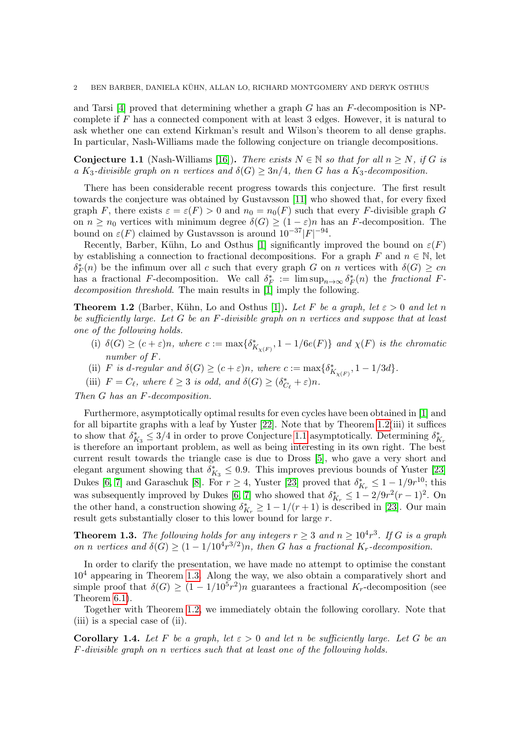and Tarsi [4] proved that determining whether a graph $G$ has an $F$-decomposition is NP-complete if $F$ has a connected component with at least 3 edges. However, it is natural to ask whether one can extend Kirkman's result and Wilson's theorem to all dense graphs. In particular, Nash-Williams made the following conjecture on triangle decompositions.

**Conjecture 1.1** (Nash-Williams [16])**.** *There exists $N \in \mathbb{N}$ so that for all $n \geq N$, if $G$ is a $K_3$-divisible graph on $n$ vertices and $\delta(G) \geq 3n/4$, then $G$ has a $K_3$-decomposition.*

There has been considerable recent progress towards this conjecture. The first result towards the conjecture was obtained by Gustavsson [11] who showed that, for every fixed graph $F$, there exists $\varepsilon = \varepsilon(F) > 0$ and $n_0 = n_0(F)$ such that every $F$-divisible graph $G$ on $n \geq n_0$ vertices with minimum degree $\delta(G) \geq (1-\varepsilon)n$ has an $F$-decomposition. The bound on $\varepsilon(F)$ claimed by Gustavsson is around $10^{-37}|F|^{-94}$.

Recently, Barber, Kühn, Lo and Osthus [1] significantly improved the bound on $\varepsilon(F)$ by establishing a connection to fractional decompositions. For a graph $F$ and $n \in \mathbb{N}$, let $\delta^*_F(n)$ be the infimum over all $c$ such that every graph $G$ on $n$ vertices with $\delta(G) \geq cn$ has a fractional $F$-decomposition. We call $\delta^*_F := \limsup_{n\to\infty} \delta^*_F(n)$ the *fractional $F$-decomposition threshold*. The main results in [1] imply the following.

**Theorem 1.2** (Barber, Kühn, Lo and Osthus [1])**.** *Let $F$ be a graph, let $\varepsilon > 0$ and let $n$ be sufficiently large. Let $G$ be an $F$-divisible graph on $n$ vertices and suppose that at least one of the following holds.*

- (i) *$\delta(G) \geq (c+\varepsilon)n$, where $c := \max\{\delta^*_{K_{\chi(F)}}, 1 - 1/6e(F)\}$ and $\chi(F)$ is the chromatic number of $F$.*
- (ii) *$F$ is $d$-regular and $\delta(G) \geq (c+\varepsilon)n$, where $c := \max\{\delta^*_{K_{\chi(F)}}, 1 - 1/3d\}$.*
- (iii) *$F = C_\ell$, where $\ell \geq 3$ is odd, and $\delta(G) \geq (\delta^*_{C_\ell} + \varepsilon)n$.*

*Then $G$ has an $F$-decomposition.*

Furthermore, asymptotically optimal results for even cycles have been obtained in [1] and for all bipartite graphs with a leaf by Yuster [22]. Note that by Theorem 1.2(iii) it suffices to show that $\delta^*_{K_3} \leq 3/4$ in order to prove Conjecture 1.1 asymptotically. Determining $\delta^*_{K_r}$ is therefore an important problem, as well as being interesting in its own right. The best current result towards the triangle case is due to Dross [5], who gave a very short and elegant argument showing that $\delta^*_{K_3} \leq 0.9$. This improves previous bounds of Yuster [23], Dukes [6, 7] and Garaschuk [8]. For $r \geq 4$, Yuster [23] proved that $\delta^*_{K_r} \leq 1 - 1/9r^{10}$; this was subsequently improved by Dukes [6, 7] who showed that $\delta^*_{K_r} \leq 1 - 2/9r^2(r-1)^2$. On the other hand, a construction showing $\delta^*_{K_r} \geq 1 - 1/(r+1)$ is described in [23]. Our main result gets substantially closer to this lower bound for large $r$.

**Theorem 1.3.** *The following holds for any integers $r \geq 3$ and $n \geq 10^4 r^3$. If $G$ is a graph on $n$ vertices and $\delta(G) \geq (1 - 1/10^4 r^{3/2})n$, then $G$ has a fractional $K_r$-decomposition.*

In order to clarify the presentation, we have made no attempt to optimise the constant $10^4$ appearing in Theorem 1.3. Along the way, we also obtain a comparatively short and simple proof that $\delta(G) \geq (1 - 1/10^5 r^2)n$ guarantees a fractional $K_r$-decomposition (see Theorem 6.1).

Together with Theorem 1.2, we immediately obtain the following corollary. Note that (iii) is a special case of (ii).

**Corollary 1.4.** *Let $F$ be a graph, let $\varepsilon > 0$ and let $n$ be sufficiently large. Let $G$ be an $F$-divisible graph on $n$ vertices such that at least one of the following holds.*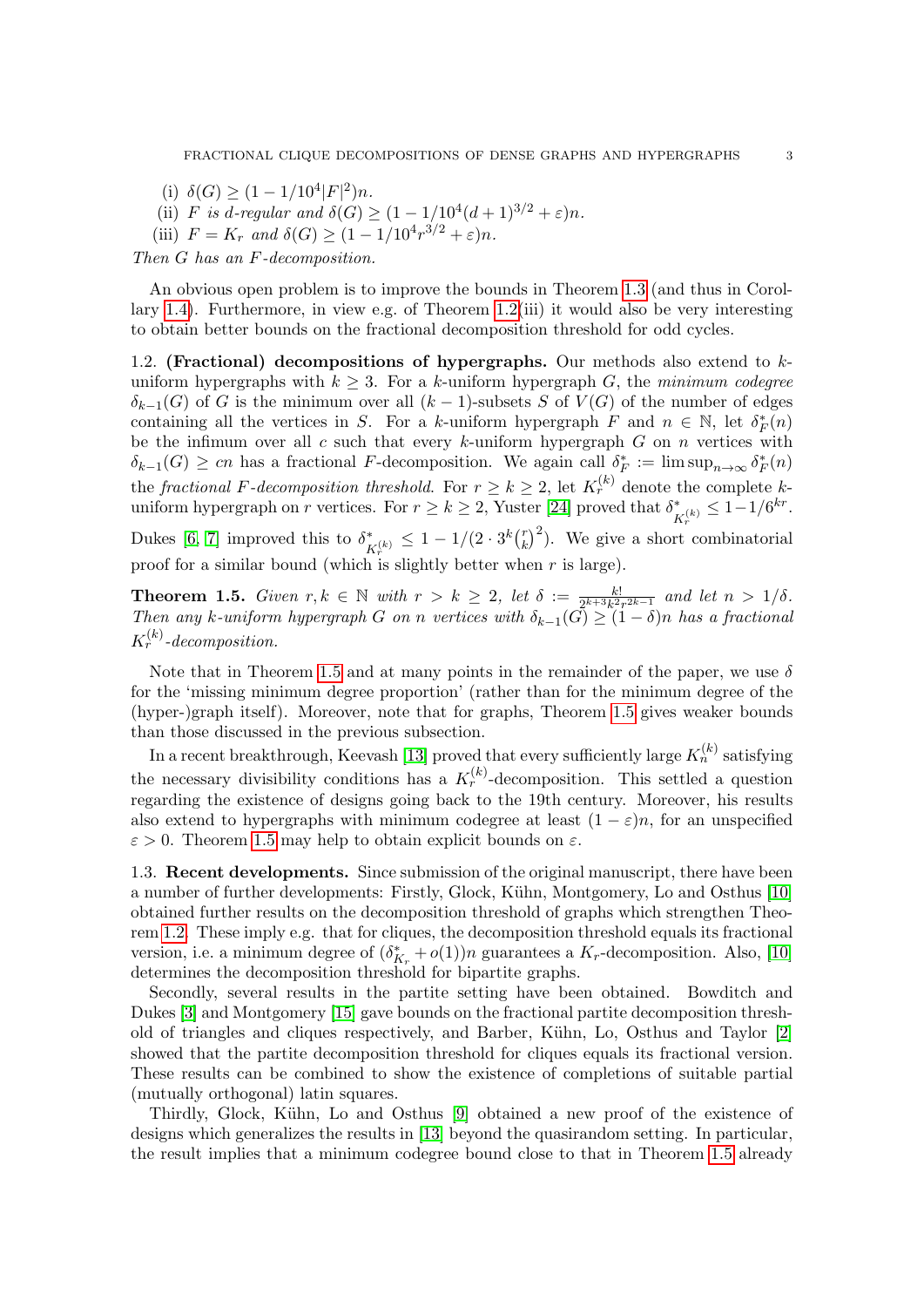(i) $\delta(G) \geq (1 - 1/10^4|F|^2)n$.
(ii) $F$ is $d$-regular and $\delta(G) \geq (1 - 1/10^4(d+1)^{3/2} + \varepsilon)n$.
(iii) $F = K_r$ and $\delta(G) \geq (1 - 1/10^4 r^{3/2} + \varepsilon)n$.

*Then $G$ has an $F$-decomposition.*

An obvious open problem is to improve the bounds in Theorem 1.3 (and thus in Corollary 1.4). Furthermore, in view e.g. of Theorem 1.2(iii) it would also be very interesting to obtain better bounds on the fractional decomposition threshold for odd cycles.

1.2. **(Fractional) decompositions of hypergraphs.** Our methods also extend to $k$-uniform hypergraphs with $k \geq 3$. For a $k$-uniform hypergraph $G$, the *minimum codegree* $\delta_{k-1}(G)$ of $G$ is the minimum over all $(k-1)$-subsets $S$ of $V(G)$ of the number of edges containing all the vertices in $S$. For a $k$-uniform hypergraph $F$ and $n \in \mathbb{N}$, let $\delta^*_F(n)$ be the infimum over all $c$ such that every $k$-uniform hypergraph $G$ on $n$ vertices with $\delta_{k-1}(G) \geq cn$ has a fractional $F$-decomposition. We again call $\delta^*_F := \limsup_{n\to\infty} \delta^*_F(n)$ the *fractional $F$-decomposition threshold*. For $r \geq k \geq 2$, let $K_r^{(k)}$ denote the complete $k$-uniform hypergraph on $r$ vertices. For $r \geq k \geq 2$, Yuster [24] proved that $\delta^*_{K_r^{(k)}} \leq 1 - 1/6^{kr}$. Dukes [6, 7] improved this to $\delta^*_{K_r^{(k)}} \leq 1 - 1/(2 \cdot 3^k \binom{r}{k}^2)$. We give a short combinatorial proof for a similar bound (which is slightly better when $r$ is large).

**Theorem 1.5.** *Given $r, k \in \mathbb{N}$ with $r > k \geq 2$, let $\delta := \frac{k!}{2^{k+3}k^2 r^{2k-1}}$ and let $n > 1/\delta$. Then any $k$-uniform hypergraph $G$ on $n$ vertices with $\delta_{k-1}(G) \geq (1-\delta)n$ has a fractional $K_r^{(k)}$-decomposition.*

Note that in Theorem 1.5 and at many points in the remainder of the paper, we use $\delta$ for the 'missing minimum degree proportion' (rather than for the minimum degree of the (hyper-)graph itself). Moreover, note that for graphs, Theorem 1.5 gives weaker bounds than those discussed in the previous subsection.

In a recent breakthrough, Keevash [13] proved that every sufficiently large $K_n^{(k)}$ satisfying the necessary divisibility conditions has a $K_r^{(k)}$-decomposition. This settled a question regarding the existence of designs going back to the 19th century. Moreover, his results also extend to hypergraphs with minimum codegree at least $(1-\varepsilon)n$, for an unspecified $\varepsilon > 0$. Theorem 1.5 may help to obtain explicit bounds on $\varepsilon$.

1.3. **Recent developments.** Since submission of the original manuscript, there have been a number of further developments: Firstly, Glock, Kühn, Montgomery, Lo and Osthus [10] obtained further results on the decomposition threshold of graphs which strengthen Theorem 1.2. These imply e.g. that for cliques, the decomposition threshold equals its fractional version, i.e. a minimum degree of $(\delta^*_{K_r} + o(1))n$ guarantees a $K_r$-decomposition. Also, [10] determines the decomposition threshold for bipartite graphs.

Secondly, several results in the partite setting have been obtained. Bowditch and Dukes [3] and Montgomery [15] gave bounds on the fractional partite decomposition threshold of triangles and cliques respectively, and Barber, Kühn, Lo, Osthus and Taylor [2] showed that the partite decomposition threshold for cliques equals its fractional version. These results can be combined to show the existence of completions of suitable partial (mutually orthogonal) latin squares.

Thirdly, Glock, Kühn, Lo and Osthus [9] obtained a new proof of the existence of designs which generalizes the results in [13] beyond the quasirandom setting. In particular, the result implies that a minimum codegree bound close to that in Theorem 1.5 already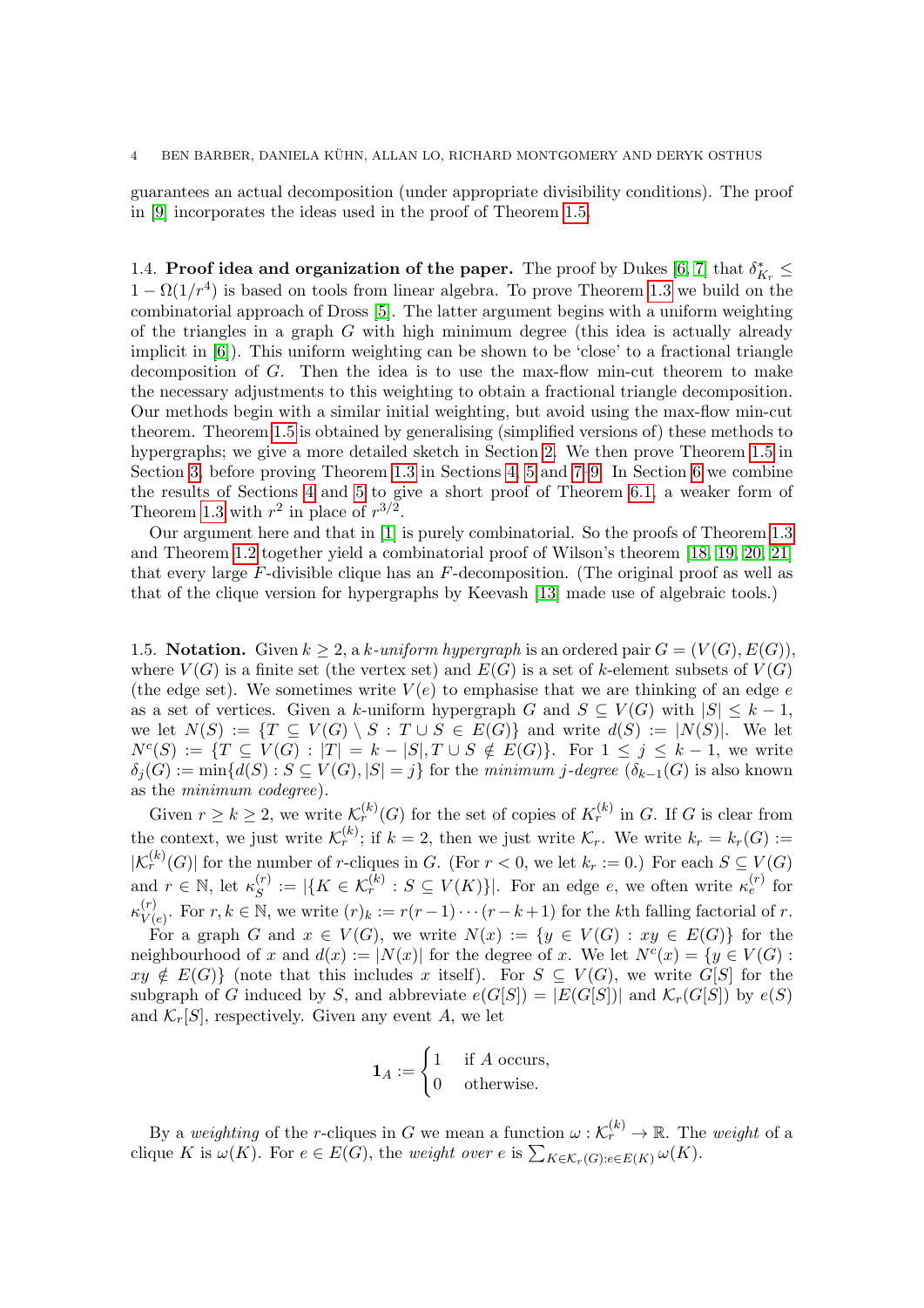guarantees an actual decomposition (under appropriate divisibility conditions). The proof in [9] incorporates the ideas used in the proof of Theorem 1.5.

**1.4. Proof idea and organization of the paper.** The proof by Dukes [6, 7] that $\delta^*_{K_r} \leq 1 - \Omega(1/r^4)$ is based on tools from linear algebra. To prove Theorem 1.3 we build on the combinatorial approach of Dross [5]. The latter argument begins with a uniform weighting of the triangles in a graph $G$ with high minimum degree (this idea is actually already implicit in [6]). This uniform weighting can be shown to be 'close' to a fractional triangle decomposition of $G$. Then the idea is to use the max-flow min-cut theorem to make the necessary adjustments to this weighting to obtain a fractional triangle decomposition. Our methods begin with a similar initial weighting, but avoid using the max-flow min-cut theorem. Theorem 1.5 is obtained by generalising (simplified versions of) these methods to hypergraphs; we give a more detailed sketch in Section 2. We then prove Theorem 1.5 in Section 3, before proving Theorem 1.3 in Sections 4, 5 and 7–9. In Section 6 we combine the results of Sections 4 and 5 to give a short proof of Theorem 6.1, a weaker form of Theorem 1.3 with $r^2$ in place of $r^{3/2}$.

Our argument here and that in [1] is purely combinatorial. So the proofs of Theorem 1.3 and Theorem 1.2 together yield a combinatorial proof of Wilson's theorem [18, 19, 20, 21] that every large $F$-divisible clique has an $F$-decomposition. (The original proof as well as that of the clique version for hypergraphs by Keevash [13] made use of algebraic tools.)

**1.5. Notation.** Given $k \geq 2$, a *$k$-uniform hypergraph* is an ordered pair $G = (V(G), E(G))$, where $V(G)$ is a finite set (the vertex set) and $E(G)$ is a set of $k$-element subsets of $V(G)$ (the edge set). We sometimes write $V(e)$ to emphasise that we are thinking of an edge $e$ as a set of vertices. Given a $k$-uniform hypergraph $G$ and $S \subseteq V(G)$ with $|S| \leq k-1$, we let $N(S) := \{T \subseteq V(G) \setminus S : T \cup S \in E(G)\}$ and write $d(S) := |N(S)|$. We let $N^c(S) := \{T \subseteq V(G) : |T| = k - |S|, T \cup S \notin E(G)\}$. For $1 \leq j \leq k-1$, we write $\delta_j(G) := \min\{d(S) : S \subseteq V(G), |S| = j\}$ for the *minimum $j$-degree* ($\delta_{k-1}(G)$ is also known as the *minimum codegree*).

Given $r \geq k \geq 2$, we write $\mathcal{K}^{(k)}_r(G)$ for the set of copies of $K^{(k)}_r$ in $G$. If $G$ is clear from the context, we just write $\mathcal{K}^{(k)}_r$; if $k = 2$, then we just write $\mathcal{K}_r$. We write $k_r = k_r(G) := |\mathcal{K}^{(k)}_r(G)|$ for the number of $r$-cliques in $G$. (For $r < 0$, we let $k_r := 0$.) For each $S \subseteq V(G)$ and $r \in \mathbb{N}$, let $\kappa^{(r)}_S := |\{K \in \mathcal{K}^{(k)}_r : S \subseteq V(K)\}|$. For an edge $e$, we often write $\kappa^{(r)}_e$ for $\kappa^{(r)}_{V(e)}$. For $r, k \in \mathbb{N}$, we write $(r)_k := r(r-1)\cdots(r-k+1)$ for the $k$th falling factorial of $r$.

For a graph $G$ and $x \in V(G)$, we write $N(x) := \{y \in V(G) : xy \in E(G)\}$ for the neighbourhood of $x$ and $d(x) := |N(x)|$ for the degree of $x$. We let $N^c(x) = \{y \in V(G) : xy \notin E(G)\}$ (note that this includes $x$ itself). For $S \subseteq V(G)$, we write $G[S]$ for the subgraph of $G$ induced by $S$, and abbreviate $e(G[S]) = |E(G[S])|$ and $\mathcal{K}_r(G[S])$ by $e(S)$ and $\mathcal{K}_r[S]$, respectively. Given any event $A$, we let

$$\mathbf{1}_A := \begin{cases} 1 & \text{if } A \text{ occurs,} \\ 0 & \text{otherwise.} \end{cases}$$

By a *weighting* of the $r$-cliques in $G$ we mean a function $\omega : \mathcal{K}^{(k)}_r \to \mathbb{R}$. The *weight* of a clique $K$ is $\omega(K)$. For $e \in E(G)$, the *weight over $e$* is $\sum_{K \in \mathcal{K}_r(G): e \in E(K)} \omega(K)$.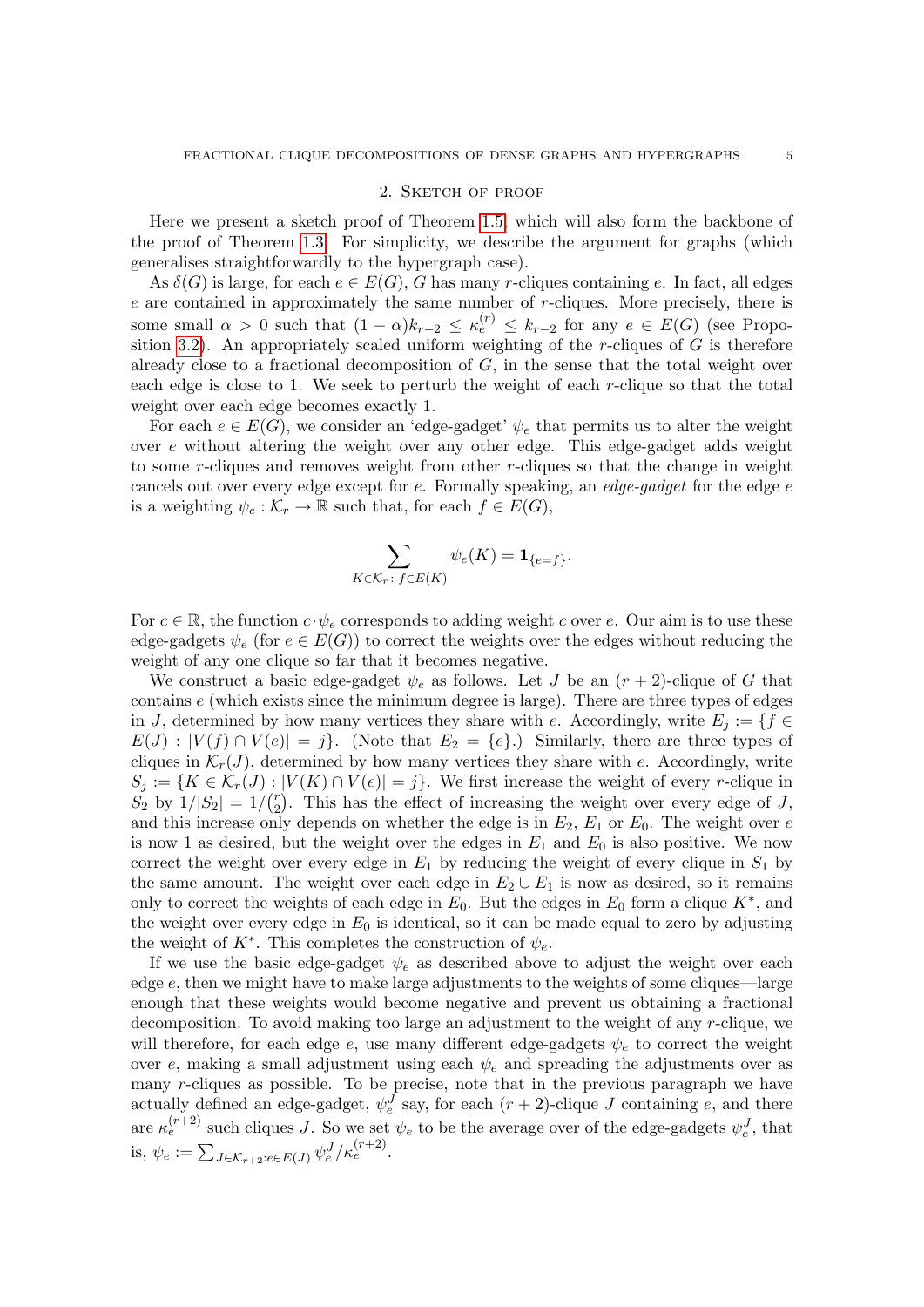## 2. Sketch of proof

Here we present a sketch proof of Theorem 1.5, which will also form the backbone of the proof of Theorem 1.3. For simplicity, we describe the argument for graphs (which generalises straightforwardly to the hypergraph case).

As $\delta(G)$ is large, for each $e \in E(G)$, $G$ has many $r$-cliques containing $e$. In fact, all edges $e$ are contained in approximately the same number of $r$-cliques. More precisely, there is some small $\alpha > 0$ such that $(1-\alpha)k_{r-2} \leq \kappa_e^{(r)} \leq k_{r-2}$ for any $e \in E(G)$ (see Proposition 3.2). An appropriately scaled uniform weighting of the $r$-cliques of $G$ is therefore already close to a fractional decomposition of $G$, in the sense that the total weight over each edge is close to 1. We seek to perturb the weight of each $r$-clique so that the total weight over each edge becomes exactly 1.

For each $e \in E(G)$, we consider an 'edge-gadget' $\psi_e$ that permits us to alter the weight over $e$ without altering the weight over any other edge. This edge-gadget adds weight to some $r$-cliques and removes weight from other $r$-cliques so that the change in weight cancels out over every edge except for $e$. Formally speaking, an *edge-gadget* for the edge $e$ is a weighting $\psi_e : \mathcal{K}_r \to \mathbb{R}$ such that, for each $f \in E(G)$,

$$\sum_{K \in \mathcal{K}_r :\, f \in E(K)} \psi_e(K) = \mathbf{1}_{\{e=f\}}.$$

For $c \in \mathbb{R}$, the function $c \cdot \psi_e$ corresponds to adding weight $c$ over $e$. Our aim is to use these edge-gadgets $\psi_e$ (for $e \in E(G)$) to correct the weights over the edges without reducing the weight of any one clique so far that it becomes negative.

We construct a basic edge-gadget $\psi_e$ as follows. Let $J$ be an $(r+2)$-clique of $G$ that contains $e$ (which exists since the minimum degree is large). There are three types of edges in $J$, determined by how many vertices they share with $e$. Accordingly, write $E_j := \{f \in E(J) : |V(f) \cap V(e)| = j\}$. (Note that $E_2 = \{e\}$.) Similarly, there are three types of cliques in $\mathcal{K}_r(J)$, determined by how many vertices they share with $e$. Accordingly, write $S_j := \{K \in \mathcal{K}_r(J) : |V(K) \cap V(e)| = j\}$. We first increase the weight of every $r$-clique in $S_2$ by $1/|S_2| = 1/\binom{r}{2}$. This has the effect of increasing the weight over every edge of $J$, and this increase only depends on whether the edge is in $E_2$, $E_1$ or $E_0$. The weight over $e$ is now 1 as desired, but the weight over the edges in $E_1$ and $E_0$ is also positive. We now correct the weight over every edge in $E_1$ by reducing the weight of every clique in $S_1$ by the same amount. The weight over each edge in $E_2 \cup E_1$ is now as desired, so it remains only to correct the weights of each edge in $E_0$. But the edges in $E_0$ form a clique $K^*$, and the weight over every edge in $E_0$ is identical, so it can be made equal to zero by adjusting the weight of $K^*$. This completes the construction of $\psi_e$.

If we use the basic edge-gadget $\psi_e$ as described above to adjust the weight over each edge $e$, then we might have to make large adjustments to the weights of some cliques—large enough that these weights would become negative and prevent us obtaining a fractional decomposition. To avoid making too large an adjustment to the weight of any $r$-clique, we will therefore, for each edge $e$, use many different edge-gadgets $\psi_e$ to correct the weight over $e$, making a small adjustment using each $\psi_e$ and spreading the adjustments over as many $r$-cliques as possible. To be precise, note that in the previous paragraph we have actually defined an edge-gadget, $\psi_e^J$ say, for each $(r+2)$-clique $J$ containing $e$, and there are $\kappa_e^{(r+2)}$ such cliques $J$. So we set $\psi_e$ to be the average over of the edge-gadgets $\psi_e^J$, that is, $\psi_e := \sum_{J \in \mathcal{K}_{r+2} : e \in E(J)} \psi_e^J / \kappa_e^{(r+2)}$.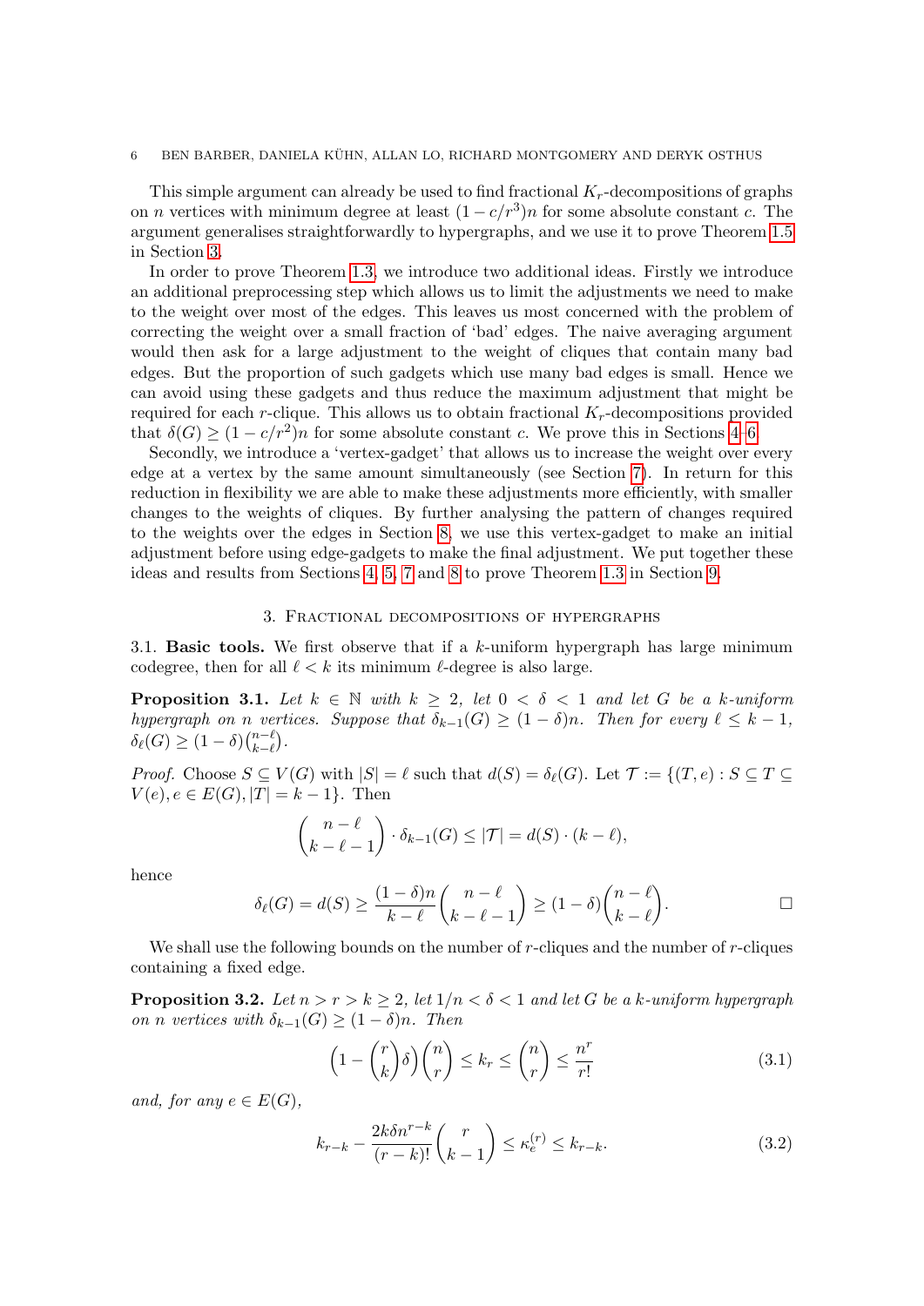This simple argument can already be used to find fractional $K_r$-decompositions of graphs on $n$ vertices with minimum degree at least $(1 - c/r^3)n$ for some absolute constant $c$. The argument generalises straightforwardly to hypergraphs, and we use it to prove Theorem 1.5 in Section 3.

In order to prove Theorem 1.3, we introduce two additional ideas. Firstly we introduce an additional preprocessing step which allows us to limit the adjustments we need to make to the weight over most of the edges. This leaves us most concerned with the problem of correcting the weight over a small fraction of 'bad' edges. The naive averaging argument would then ask for a large adjustment to the weight of cliques that contain many bad edges. But the proportion of such gadgets which use many bad edges is small. Hence we can avoid using these gadgets and thus reduce the maximum adjustment that might be required for each $r$-clique. This allows us to obtain fractional $K_r$-decompositions provided that $\delta(G) \geq (1 - c/r^2)n$ for some absolute constant $c$. We prove this in Sections 4–6.

Secondly, we introduce a 'vertex-gadget' that allows us to increase the weight over every edge at a vertex by the same amount simultaneously (see Section 7). In return for this reduction in flexibility we are able to make these adjustments more efficiently, with smaller changes to the weights of cliques. By further analysing the pattern of changes required to the weights over the edges in Section 8, we use this vertex-gadget to make an initial adjustment before using edge-gadgets to make the final adjustment. We put together these ideas and results from Sections 4, 5, 7 and 8 to prove Theorem 1.3 in Section 9.

## 3. Fractional decompositions of hypergraphs

3.1. **Basic tools.** We first observe that if a $k$-uniform hypergraph has large minimum codegree, then for all $\ell < k$ its minimum $\ell$-degree is also large.

**Proposition 3.1.** *Let $k \in \mathbb{N}$ with $k \geq 2$, let $0 < \delta < 1$ and let $G$ be a $k$-uniform hypergraph on $n$ vertices. Suppose that $\delta_{k-1}(G) \geq (1-\delta)n$. Then for every $\ell \leq k-1$, $\delta_\ell(G) \geq (1-\delta)\binom{n-\ell}{k-\ell}$.*

*Proof.* Choose $S \subseteq V(G)$ with $|S| = \ell$ such that $d(S) = \delta_\ell(G)$. Let $\mathcal{T} := \{(T, e) : S \subseteq T \subseteq V(e), e \in E(G), |T| = k-1\}$. Then

$$\binom{n-\ell}{k-\ell-1} \cdot \delta_{k-1}(G) \leq |\mathcal{T}| = d(S) \cdot (k-\ell),$$

hence

$$\delta_\ell(G) = d(S) \geq \frac{(1-\delta)n}{k-\ell}\binom{n-\ell}{k-\ell-1} \geq (1-\delta)\binom{n-\ell}{k-\ell}. \qquad \square$$

We shall use the following bounds on the number of $r$-cliques and the number of $r$-cliques containing a fixed edge.

**Proposition 3.2.** *Let $n > r > k \geq 2$, let $1/n < \delta < 1$ and let $G$ be a $k$-uniform hypergraph on $n$ vertices with $\delta_{k-1}(G) \geq (1-\delta)n$. Then*

$$\left(1 - \binom{r}{k}\delta\right)\binom{n}{r} \leq k_r \leq \binom{n}{r} \leq \frac{n^r}{r!} \tag{3.1}$$

*and, for any $e \in E(G)$,*

$$k_{r-k} - \frac{2k\delta n^{r-k}}{(r-k)!}\binom{r}{k-1} \leq \kappa_e^{(r)} \leq k_{r-k}. \tag{3.2}$$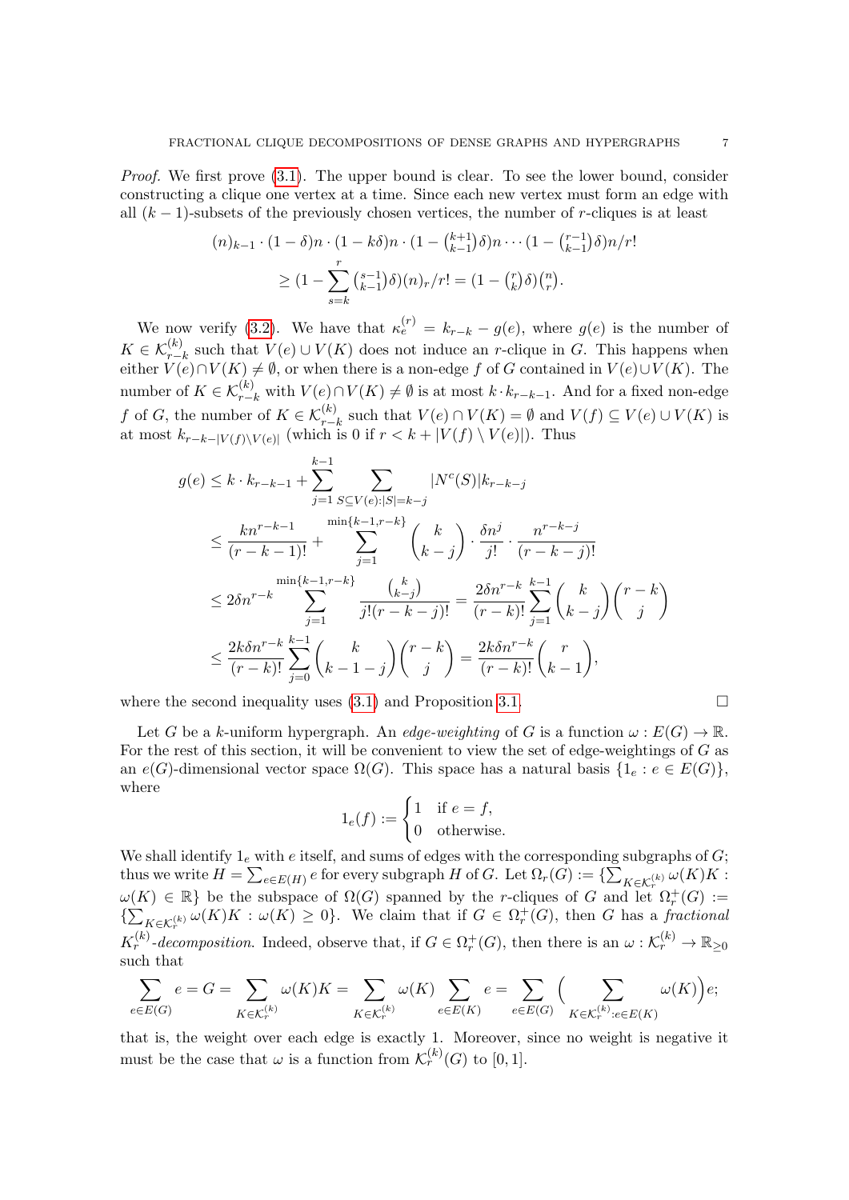*Proof.* We first prove (3.1). The upper bound is clear. To see the lower bound, consider constructing a clique one vertex at a time. Since each new vertex must form an edge with all $(k-1)$-subsets of the previously chosen vertices, the number of $r$-cliques is at least

$$(n)_{k-1} \cdot (1-\delta)n \cdot (1-k\delta)n \cdot (1-\tbinom{k+1}{k-1}\delta)n \cdots (1-\tbinom{r-1}{k-1}\delta)n/r!$$
$$\geq (1 - \sum_{s=k}^{r} \tbinom{s-1}{k-1}\delta)(n)_r/r! = (1-\tbinom{r}{k}\delta)\tbinom{n}{r}.$$

We now verify (3.2). We have that $\kappa_e^{(r)} = k_{r-k} - g(e)$, where $g(e)$ is the number of $K \in \mathcal{K}_{r-k}^{(k)}$ such that $V(e) \cup V(K)$ does not induce an $r$-clique in $G$. This happens when either $V(e) \cap V(K) \neq \emptyset$, or when there is a non-edge $f$ of $G$ contained in $V(e) \cup V(K)$. The number of $K \in \mathcal{K}_{r-k}^{(k)}$ with $V(e) \cap V(K) \neq \emptyset$ is at most $k \cdot k_{r-k-1}$. And for a fixed non-edge $f$ of $G$, the number of $K \in \mathcal{K}_{r-k}^{(k)}$ such that $V(e) \cap V(K) = \emptyset$ and $V(f) \subseteq V(e) \cup V(K)$ is at most $k_{r-k-|V(f)\setminus V(e)|}$ (which is 0 if $r < k + |V(f) \setminus V(e)|$). Thus

$$\begin{aligned}
g(e) &\leq k \cdot k_{r-k-1} + \sum_{j=1}^{k-1} \sum_{S \subseteq V(e) : |S| = k-j} |N^c(S)| k_{r-k-j} \\
&\leq \frac{kn^{r-k-1}}{(r-k-1)!} + \sum_{j=1}^{\min\{k-1, r-k\}} \binom{k}{k-j} \cdot \frac{\delta n^j}{j!} \cdot \frac{n^{r-k-j}}{(r-k-j)!} \\
&\leq 2\delta n^{r-k} \sum_{j=1}^{\min\{k-1,r-k\}} \frac{\binom{k}{k-j}}{j!(r-k-j)!} = \frac{2\delta n^{r-k}}{(r-k)!} \sum_{j=1}^{k-1} \binom{k}{k-j}\binom{r-k}{j} \\
&\leq \frac{2k\delta n^{r-k}}{(r-k)!} \sum_{j=0}^{k-1} \binom{k}{k-1-j}\binom{r-k}{j} = \frac{2k\delta n^{r-k}}{(r-k)!}\binom{r}{k-1},
\end{aligned}$$

where the second inequality uses (3.1) and Proposition 3.1. $\square$

Let $G$ be a $k$-uniform hypergraph. An *edge-weighting* of $G$ is a function $\omega : E(G) \to \mathbb{R}$. For the rest of this section, it will be convenient to view the set of edge-weightings of $G$ as an $e(G)$-dimensional vector space $\Omega(G)$. This space has a natural basis $\{1_e : e \in E(G)\}$, where

$$1_e(f) := \begin{cases} 1 & \text{if } e = f, \\ 0 & \text{otherwise.} \end{cases}$$

We shall identify $1_e$ with $e$ itself, and sums of edges with the corresponding subgraphs of $G$; thus we write $H = \sum_{e \in E(H)} e$ for every subgraph $H$ of $G$. Let $\Omega_r(G) := \{\sum_{K \in \mathcal{K}_r^{(k)}} \omega(K)K : \omega(K) \in \mathbb{R}\}$ be the subspace of $\Omega(G)$ spanned by the $r$-cliques of $G$ and let $\Omega_r^+(G) := \{\sum_{K \in \mathcal{K}_r^{(k)}} \omega(K)K : \omega(K) \geq 0\}$. We claim that if $G \in \Omega_r^+(G)$, then $G$ has a *fractional $K_r^{(k)}$-decomposition*. Indeed, observe that, if $G \in \Omega_r^+(G)$, then there is an $\omega : \mathcal{K}_r^{(k)} \to \mathbb{R}_{\geq 0}$ such that

$$\sum_{e \in E(G)} e = G = \sum_{K \in \mathcal{K}_r^{(k)}} \omega(K)K = \sum_{K \in \mathcal{K}_r^{(k)}} \omega(K) \sum_{e \in E(K)} e = \sum_{e \in E(G)} \Big( \sum_{K \in \mathcal{K}_r^{(k)} : e \in E(K)} \omega(K) \Big) e;$$

that is, the weight over each edge is exactly 1. Moreover, since no weight is negative it must be the case that $\omega$ is a function from $\mathcal{K}_r^{(k)}(G)$ to $[0, 1]$.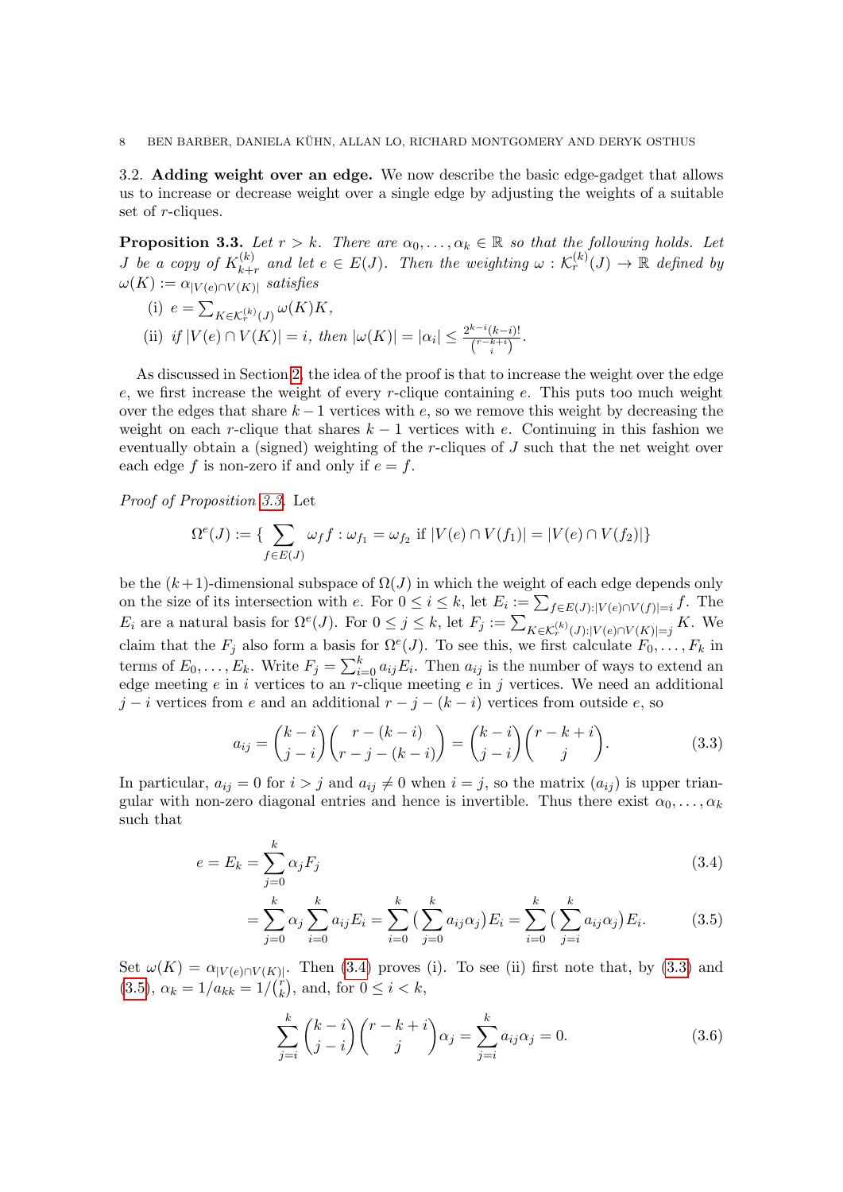3.2. **Adding weight over an edge.** We now describe the basic edge-gadget that allows us to increase or decrease weight over a single edge by adjusting the weights of a suitable set of $r$-cliques.

**Proposition 3.3.** *Let $r > k$. There are $\alpha_0, \ldots, \alpha_k \in \mathbb{R}$ so that the following holds. Let $J$ be a copy of $K^{(k)}_{k+r}$ and let $e \in E(J)$. Then the weighting $\omega : \mathcal{K}^{(k)}_r(J) \to \mathbb{R}$ defined by $\omega(K) := \alpha_{|V(e)\cap V(K)|}$ satisfies*

- (i) $e = \sum_{K\in\mathcal{K}^{(k)}_r(J)} \omega(K)K$,
- (ii) *if $|V(e) \cap V(K)| = i$, then $|\omega(K)| = |\alpha_i| \leq \frac{2^{k-i}(k-i)!}{\binom{r-k+i}{i}}$.*

As discussed in Section 2, the idea of the proof is that to increase the weight over the edge $e$, we first increase the weight of every $r$-clique containing $e$. This puts too much weight over the edges that share $k-1$ vertices with $e$, so we remove this weight by decreasing the weight on each $r$-clique that shares $k-1$ vertices with $e$. Continuing in this fashion we eventually obtain a (signed) weighting of the $r$-cliques of $J$ such that the net weight over each edge $f$ is non-zero if and only if $e = f$.

*Proof of Proposition 3.3.* Let

$$\Omega^e(J) := \{ \sum_{f\in E(J)} \omega_f f : \omega_{f_1} = \omega_{f_2} \text{ if } |V(e) \cap V(f_1)| = |V(e) \cap V(f_2)|\}$$

be the $(k+1)$-dimensional subspace of $\Omega(J)$ in which the weight of each edge depends only on the size of its intersection with $e$. For $0 \leq i \leq k$, let $E_i := \sum_{f\in E(J):|V(e)\cap V(f)|=i} f$. The $E_i$ are a natural basis for $\Omega^e(J)$. For $0 \leq j \leq k$, let $F_j := \sum_{K\in\mathcal{K}^{(k)}_r(J):|V(e)\cap V(K)|=j} K$. We claim that the $F_j$ also form a basis for $\Omega^e(J)$. To see this, we first calculate $F_0, \ldots, F_k$ in terms of $E_0, \ldots, E_k$. Write $F_j = \sum_{i=0}^k a_{ij} E_i$. Then $a_{ij}$ is the number of ways to extend an edge meeting $e$ in $i$ vertices to an $r$-clique meeting $e$ in $j$ vertices. We need an additional $j - i$ vertices from $e$ and an additional $r - j - (k - i)$ vertices from outside $e$, so

$$a_{ij} = \binom{k-i}{j-i}\binom{r-(k-i)}{r-j-(k-i)} = \binom{k-i}{j-i}\binom{r-k+i}{j}. \tag{3.3}$$

In particular, $a_{ij} = 0$ for $i > j$ and $a_{ij} \neq 0$ when $i = j$, so the matrix $(a_{ij})$ is upper triangular with non-zero diagonal entries and hence is invertible. Thus there exist $\alpha_0, \ldots, \alpha_k$ such that

$$e = E_k = \sum_{j=0}^k \alpha_j F_j \tag{3.4}$$

$$= \sum_{j=0}^k \alpha_j \sum_{i=0}^k a_{ij} E_i = \sum_{i=0}^k \big(\sum_{j=0}^k a_{ij}\alpha_j\big) E_i = \sum_{i=0}^k \big(\sum_{j=i}^k a_{ij}\alpha_j\big) E_i. \tag{3.5}$$

Set $\omega(K) = \alpha_{|V(e)\cap V(K)|}$. Then (3.4) proves (i). To see (ii) first note that, by (3.3) and (3.5), $\alpha_k = 1/a_{kk} = 1/\binom{r}{k}$, and, for $0 \leq i < k$,

$$\sum_{j=i}^k \binom{k-i}{j-i}\binom{r-k+i}{j}\alpha_j = \sum_{j=i}^k a_{ij}\alpha_j = 0. \tag{3.6}$$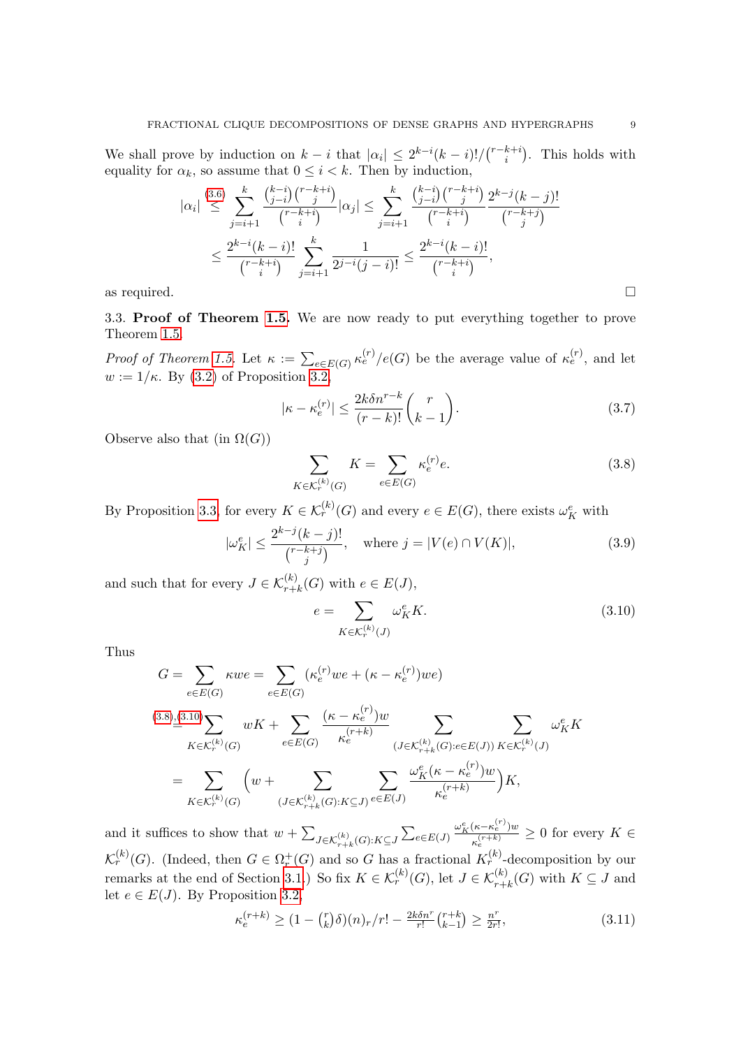We shall prove by induction on $k-i$ that $|\alpha_i| \le 2^{k-i}(k-i)!/\binom{r-k+i}{i}$. This holds with equality for $\alpha_k$, so assume that $0 \le i < k$. Then by induction,

$$|\alpha_i| \overset{(3.6)}{\le} \sum_{j=i+1}^{k} \frac{\binom{k-i}{j-i}\binom{r-k+i}{j}}{\binom{r-k+i}{i}} |\alpha_j| \le \sum_{j=i+1}^{k} \frac{\binom{k-i}{j-i}\binom{r-k+i}{j}}{\binom{r-k+i}{i}} \frac{2^{k-j}(k-j)!}{\binom{r-k+j}{j}}$$
$$\le \frac{2^{k-i}(k-i)!}{\binom{r-k+i}{i}} \sum_{j=i+1}^{k} \frac{1}{2^{j-i}(j-i)!} \le \frac{2^{k-i}(k-i)!}{\binom{r-k+i}{i}},$$

as required. □

3.3. **Proof of Theorem 1.5.** We are now ready to put everything together to prove Theorem 1.5.

*Proof of Theorem 1.5.* Let $\kappa := \sum_{e\in E(G)} \kappa_e^{(r)}/e(G)$ be the average value of $\kappa_e^{(r)}$, and let $w := 1/\kappa$. By (3.2) of Proposition 3.2,

$$|\kappa - \kappa_e^{(r)}| \le \frac{2k\delta n^{r-k}}{(r-k)!}\binom{r}{k-1}. \tag{3.7}$$

Observe also that (in $\Omega(G)$)

$$\sum_{K\in\mathcal{K}_r^{(k)}(G)} K = \sum_{e\in E(G)} \kappa_e^{(r)} e. \tag{3.8}$$

By Proposition 3.3, for every $K \in \mathcal{K}_r^{(k)}(G)$ and every $e \in E(G)$, there exists $\omega_K^e$ with

$$|\omega_K^e| \le \frac{2^{k-j}(k-j)!}{\binom{r-k+j}{j}}, \quad \text{where } j = |V(e)\cap V(K)|, \tag{3.9}$$

and such that for every $J \in \mathcal{K}_{r+k}^{(k)}(G)$ with $e \in E(J)$,

$$e = \sum_{K\in\mathcal{K}_r^{(k)}(J)} \omega_K^e K. \tag{3.10}$$

Thus

$$G = \sum_{e\in E(G)} \kappa w e = \sum_{e\in E(G)} (\kappa_e^{(r)} w e + (\kappa - \kappa_e^{(r)}) w e)$$
$$\overset{(3.8),(3.10)}{=} \sum_{K\in\mathcal{K}_r^{(k)}(G)} wK + \sum_{e\in E(G)} \frac{(\kappa-\kappa_e^{(r)})w}{\kappa_e^{(r+k)}} \sum_{(J\in\mathcal{K}_{r+k}^{(k)}(G):e\in E(J))} \sum_{K\in\mathcal{K}_r^{(k)}(J)} \omega_K^e K$$
$$= \sum_{K\in\mathcal{K}_r^{(k)}(G)} \Big(w + \sum_{(J\in\mathcal{K}_{r+k}^{(k)}(G):K\subseteq J)} \sum_{e\in E(J)} \frac{\omega_K^e(\kappa-\kappa_e^{(r)})w}{\kappa_e^{(r+k)}}\Big) K,$$

and it suffices to show that $w + \sum_{J\in\mathcal{K}_{r+k}^{(k)}(G):K\subseteq J} \sum_{e\in E(J)} \frac{\omega_K^e(\kappa-\kappa_e^{(r)})w}{\kappa_e^{(r+k)}} \ge 0$ for every $K \in \mathcal{K}_r^{(k)}(G)$. (Indeed, then $G \in \Omega_r^+(G)$ and so $G$ has a fractional $K_r^{(k)}$-decomposition by our remarks at the end of Section 3.1.) So fix $K \in \mathcal{K}_r^{(k)}(G)$, let $J \in \mathcal{K}_{r+k}^{(k)}(G)$ with $K \subseteq J$ and let $e \in E(J)$. By Proposition 3.2,

$$\kappa_e^{(r+k)} \ge (1 - \tbinom{r}{k}\delta)(n)_r/r! - \tfrac{2k\delta n^r}{r!}\tbinom{r+k}{k-1} \ge \tfrac{n^r}{2r!}, \tag{3.11}$$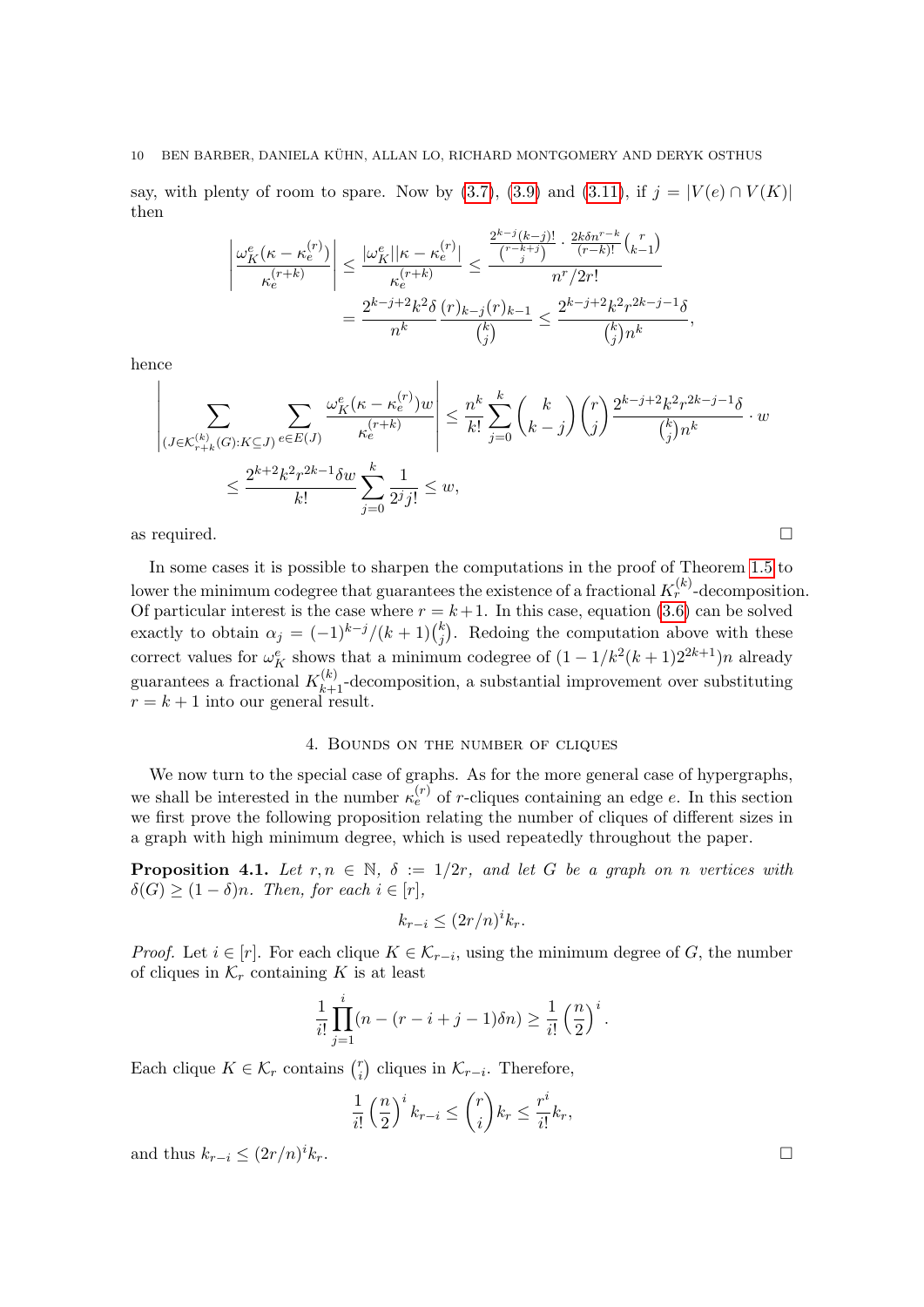say, with plenty of room to spare. Now by (3.7), (3.9) and (3.11), if $j = |V(e) \cap V(K)|$ then

$$\left| \frac{\omega_K^e(\kappa - \kappa_e^{(r)})}{\kappa_e^{(r+k)}} \right| \leq \frac{|\omega_K^e||\kappa - \kappa_e^{(r)}|}{\kappa_e^{(r+k)}} \leq \frac{\frac{2^{k-j}(k-j)!}{\binom{r-k+j}{j}} \cdot \frac{2k\delta n^{r-k}}{(r-k)!}\binom{r}{k-1}}{n^r/2r!}$$
$$= \frac{2^{k-j+2}k^2\delta}{n^k} \frac{(r)_{k-j}(r)_{k-1}}{\binom{k}{j}} \leq \frac{2^{k-j+2}k^2 r^{2k-j-1}\delta}{\binom{k}{j} n^k},$$

hence

$$\left| \sum_{(J \in \mathcal{K}_{r+k}^{(k)}(G): K \subseteq J)} \sum_{e \in E(J)} \frac{\omega_K^e(\kappa - \kappa_e^{(r)})w}{\kappa_e^{(r+k)}} \right| \leq \frac{n^k}{k!} \sum_{j=0}^{k} \binom{k}{k-j}\binom{r}{j} \frac{2^{k-j+2}k^2 r^{2k-j-1}\delta}{\binom{k}{j} n^k} \cdot w$$
$$\leq \frac{2^{k+2}k^2 r^{2k-1}\delta w}{k!} \sum_{j=0}^{k} \frac{1}{2^j j!} \leq w,$$

as required. $\square$

In some cases it is possible to sharpen the computations in the proof of Theorem 1.5 to lower the minimum codegree that guarantees the existence of a fractional $K_r^{(k)}$-decomposition. Of particular interest is the case where $r = k+1$. In this case, equation (3.6) can be solved exactly to obtain $\alpha_j = (-1)^{k-j}/(k+1)\binom{k}{j}$. Redoing the computation above with these correct values for $\omega_K^e$ shows that a minimum codegree of $(1 - 1/k^2(k+1)2^{2k+1})n$ already guarantees a fractional $K_{k+1}^{(k)}$-decomposition, a substantial improvement over substituting $r = k+1$ into our general result.

## 4. Bounds on the number of cliques

We now turn to the special case of graphs. As for the more general case of hypergraphs, we shall be interested in the number $\kappa_e^{(r)}$ of $r$-cliques containing an edge $e$. In this section we first prove the following proposition relating the number of cliques of different sizes in a graph with high minimum degree, which is used repeatedly throughout the paper.

**Proposition 4.1.** *Let $r, n \in \mathbb{N}$, $\delta := 1/2r$, and let $G$ be a graph on $n$ vertices with $\delta(G) \geq (1-\delta)n$. Then, for each $i \in [r]$,*

$$k_{r-i} \leq (2r/n)^i k_r.$$

*Proof.* Let $i \in [r]$. For each clique $K \in \mathcal{K}_{r-i}$, using the minimum degree of $G$, the number of cliques in $\mathcal{K}_r$ containing $K$ is at least

$$\frac{1}{i!}\prod_{j=1}^{i}(n - (r-i+j-1)\delta n) \geq \frac{1}{i!}\left(\frac{n}{2}\right)^i.$$

Each clique $K \in \mathcal{K}_r$ contains $\binom{r}{i}$ cliques in $\mathcal{K}_{r-i}$. Therefore,

$$\frac{1}{i!}\left(\frac{n}{2}\right)^i k_{r-i} \leq \binom{r}{i} k_r \leq \frac{r^i}{i!} k_r,$$

and thus $k_{r-i} \leq (2r/n)^i k_r$. $\square$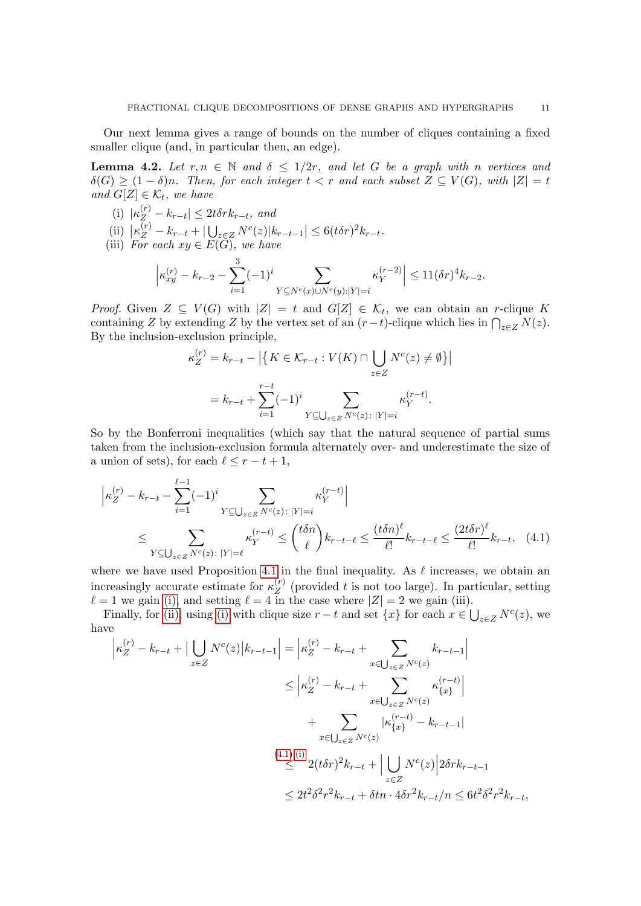Our next lemma gives a range of bounds on the number of cliques containing a fixed smaller clique (and, in particular then, an edge).

**Lemma 4.2.** *Let $r, n \in \mathbb{N}$ and $\delta \leq 1/2r$, and let $G$ be a graph with $n$ vertices and $\delta(G) \geq (1-\delta)n$. Then, for each integer $t < r$ and each subset $Z \subseteq V(G)$, with $|Z| = t$ and $G[Z] \in \mathcal{K}_t$, we have*

(i) $|\kappa_Z^{(r)} - k_{r-t}| \leq 2t\delta r k_{r-t}$, *and*
(ii) $\left|\kappa_Z^{(r)} - k_{r-t} + |\bigcup_{z\in Z} N^c(z)| k_{r-t-1}\right| \leq 6(t\delta r)^2 k_{r-t}$.
(iii) *For each $xy \in E(G)$, we have*

$$\left|\kappa_{xy}^{(r)} - k_{r-2} - \sum_{i=1}^{3}(-1)^i \sum_{Y\subseteq N^c(x)\cup N^c(y):|Y|=i} \kappa_Y^{(r-2)}\right| \leq 11(\delta r)^4 k_{r-2}.$$

*Proof.* Given $Z \subseteq V(G)$ with $|Z| = t$ and $G[Z] \in \mathcal{K}_t$, we can obtain an $r$-clique $K$ containing $Z$ by extending $Z$ by the vertex set of an $(r-t)$-clique which lies in $\bigcap_{z\in Z} N(z)$. By the inclusion-exclusion principle,

$$\begin{aligned}
\kappa_Z^{(r)} &= k_{r-t} - \left|\left\{K \in \mathcal{K}_{r-t} : V(K) \cap \bigcup_{z\in Z} N^c(z) \neq \emptyset\right\}\right| \\
&= k_{r-t} + \sum_{i=1}^{r-t}(-1)^i \sum_{Y\subseteq \bigcup_{z\in Z} N^c(z):\, |Y|=i} \kappa_Y^{(r-t)}.
\end{aligned}$$

So by the Bonferroni inequalities (which say that the natural sequence of partial sums taken from the inclusion-exclusion formula alternately over- and underestimate the size of a union of sets), for each $\ell \leq r-t+1$,

$$\begin{aligned}
&\left|\kappa_Z^{(r)} - k_{r-t} - \sum_{i=1}^{\ell-1}(-1)^i \sum_{Y\subseteq \bigcup_{z\in Z} N^c(z):\, |Y|=i} \kappa_Y^{(r-t)}\right| \\
&\qquad \leq \sum_{Y\subseteq \bigcup_{z\in Z} N^c(z):\, |Y|=\ell} \kappa_Y^{(r-t)} \leq \binom{t\delta n}{\ell} k_{r-t-\ell} \leq \frac{(t\delta n)^\ell}{\ell!} k_{r-t-\ell} \leq \frac{(2t\delta r)^\ell}{\ell!} k_{r-t}, \quad (4.1)
\end{aligned}$$

where we have used Proposition 4.1 in the final inequality. As $\ell$ increases, we obtain an increasingly accurate estimate for $\kappa_Z^{(r)}$ (provided $t$ is not too large). In particular, setting $\ell = 1$ we gain (i), and setting $\ell = 4$ in the case where $|Z| = 2$ we gain (iii).

Finally, for (ii), using (i) with clique size $r-t$ and set $\{x\}$ for each $x \in \bigcup_{z\in Z} N^c(z)$, we have

$$\begin{aligned}
\left|\kappa_Z^{(r)} - k_{r-t} + \left|\bigcup_{z\in Z} N^c(z)\right| k_{r-t-1}\right| &= \left|\kappa_Z^{(r)} - k_{r-t} + \sum_{x\in \bigcup_{z\in Z} N^c(z)} k_{r-t-1}\right| \\
&\leq \left|\kappa_Z^{(r)} - k_{r-t} + \sum_{x\in \bigcup_{z\in Z} N^c(z)} \kappa_{\{x\}}^{(r-t)}\right| \\
&\qquad + \sum_{x\in \bigcup_{z\in Z} N^c(z)} |\kappa_{\{x\}}^{(r-t)} - k_{r-t-1}| \\
&\overset{(4.1),(i)}{\leq} 2(t\delta r)^2 k_{r-t} + \left|\bigcup_{z\in Z} N^c(z)\right| 2\delta r k_{r-t-1} \\
&\leq 2t^2\delta^2 r^2 k_{r-t} + \delta t n \cdot 4\delta r^2 k_{r-t}/n \leq 6t^2\delta^2 r^2 k_{r-t},
\end{aligned}$$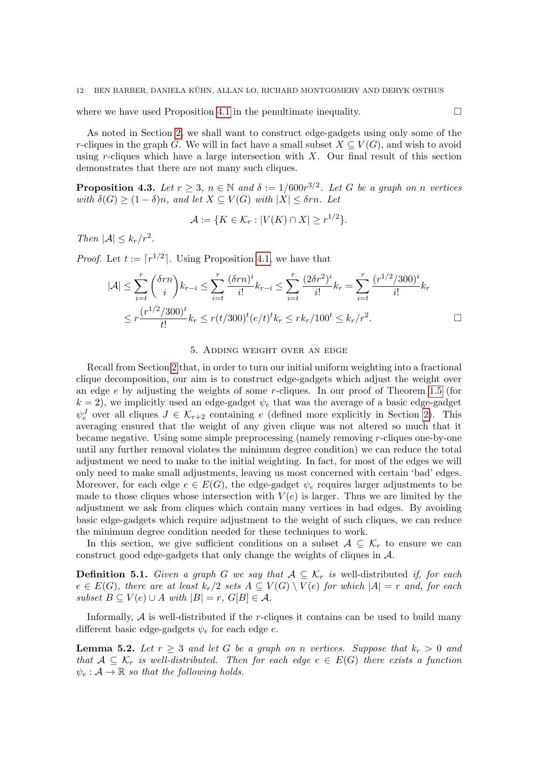where we have used Proposition 4.1 in the penultimate inequality. □

As noted in Section 2, we shall want to construct edge-gadgets using only some of the $r$-cliques in the graph $G$. We will in fact have a small subset $X \subseteq V(G)$, and wish to avoid using $r$-cliques which have a large intersection with $X$. Our final result of this section demonstrates that there are not many such cliques.

**Proposition 4.3.** *Let $r \geq 3$, $n \in \mathbb{N}$ and $\delta := 1/600r^{3/2}$. Let $G$ be a graph on $n$ vertices with $\delta(G) \geq (1-\delta)n$, and let $X \subseteq V(G)$ with $|X| \leq \delta rn$. Let*

$$\mathcal{A} := \{K \in \mathcal{K}_r : |V(K) \cap X| \geq r^{1/2}\}.$$

*Then $|\mathcal{A}| \leq k_r/r^2$.*

*Proof.* Let $t := \lceil r^{1/2} \rceil$. Using Proposition 4.1, we have that

$$|\mathcal{A}| \leq \sum_{i=t}^{r} \binom{\delta rn}{i} k_{r-i} \leq \sum_{i=t}^{r} \frac{(\delta rn)^i}{i!} k_{r-i} \leq \sum_{i=t}^{r} \frac{(2\delta r^2)^i}{i!} k_r = \sum_{i=t}^{r} \frac{(r^{1/2}/300)^i}{i!} k_r$$
$$\leq r \frac{(r^{1/2}/300)^t}{t!} k_r \leq r(t/300)^t (e/t)^t k_r \leq r k_r / 100^t \leq k_r/r^2.$$

□

## 5. Adding weight over an edge

Recall from Section 2 that, in order to turn our initial uniform weighting into a fractional clique decomposition, our aim is to construct edge-gadgets which adjust the weight over an edge $e$ by adjusting the weights of some $r$-cliques. In our proof of Theorem 1.5 (for $k = 2$), we implicitly used an edge-gadget $\psi_e$ that was the average of a basic edge-gadget $\psi_e^J$ over all cliques $J \in \mathcal{K}_{r+2}$ containing $e$ (defined more explicitly in Section 2). This averaging ensured that the weight of any given clique was not altered so much that it became negative. Using some simple preprocessing (namely removing $r$-cliques one-by-one until any further removal violates the minimum degree condition) we can reduce the total adjustment we need to make to the initial weighting. In fact, for most of the edges we will only need to make small adjustments, leaving us most concerned with certain 'bad' edges. Moreover, for each edge $e \in E(G)$, the edge-gadget $\psi_e$ requires larger adjustments to be made to those cliques whose intersection with $V(e)$ is larger. Thus we are limited by the adjustment we ask from cliques which contain many vertices in bad edges. By avoiding basic edge-gadgets which require adjustment to the weight of such cliques, we can reduce the minimum degree condition needed for these techniques to work.

In this section, we give sufficient conditions on a subset $\mathcal{A} \subseteq \mathcal{K}_r$ to ensure we can construct good edge-gadgets that only change the weights of cliques in $\mathcal{A}$.

**Definition 5.1.** *Given a graph $G$ we say that $\mathcal{A} \subseteq \mathcal{K}_r$ is* well-distributed *if, for each $e \in E(G)$, there are at least $k_r/2$ sets $A \subseteq V(G) \setminus V(e)$ for which $|A| = r$ and, for each subset $B \subseteq V(e) \cup A$ with $|B| = r$, $G[B] \in \mathcal{A}$.*

Informally, $\mathcal{A}$ is well-distributed if the $r$-cliques it contains can be used to build many different basic edge-gadgets $\psi_e$ for each edge $e$.

**Lemma 5.2.** *Let $r \geq 3$ and let $G$ be a graph on $n$ vertices. Suppose that $k_r > 0$ and that $\mathcal{A} \subseteq \mathcal{K}_r$ is well-distributed. Then for each edge $e \in E(G)$ there exists a function $\psi_e : \mathcal{A} \to \mathbb{R}$ so that the following holds.*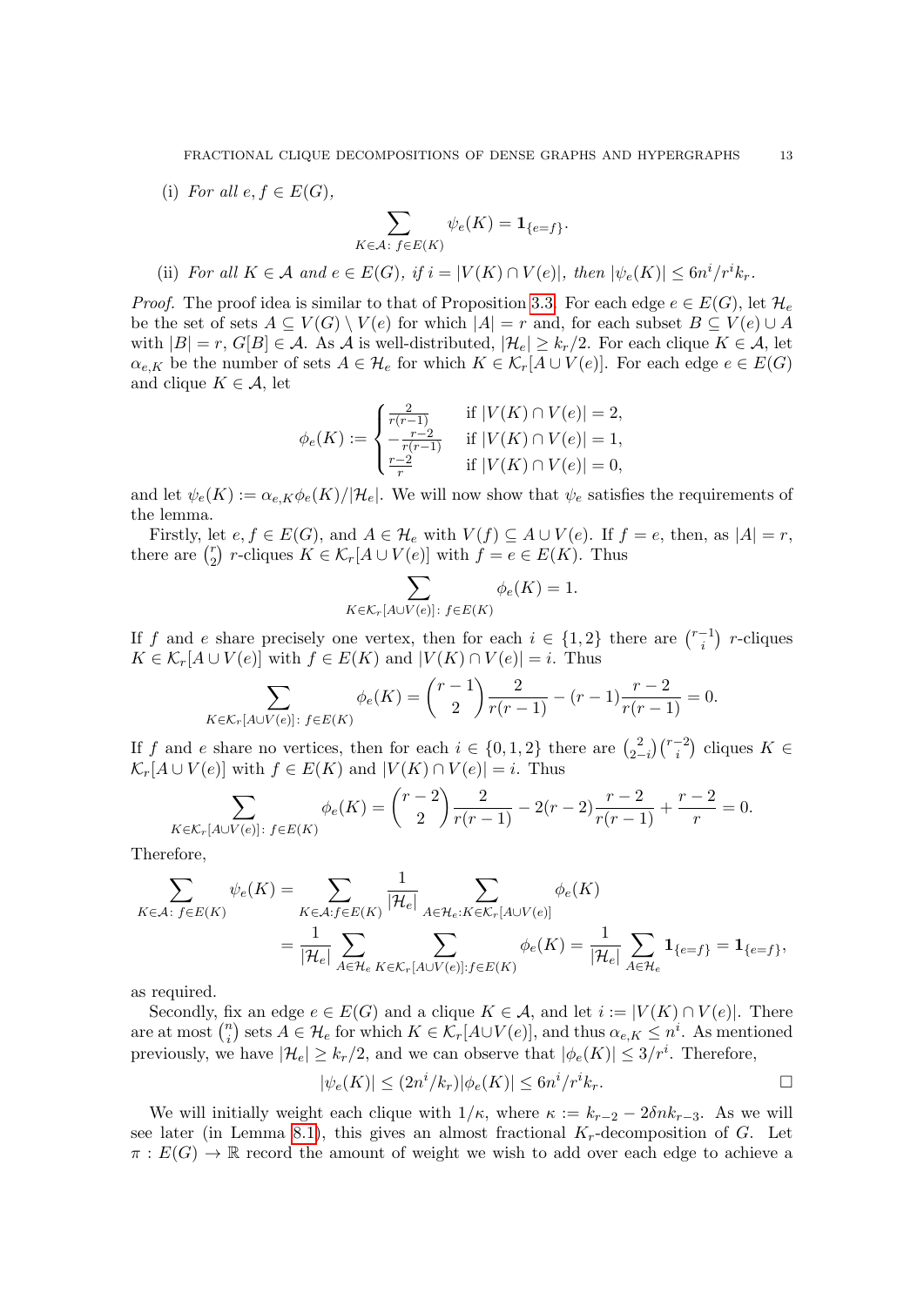(i) *For all $e, f \in E(G)$,*

$$\sum_{K \in \mathcal{A}\colon f \in E(K)} \psi_e(K) = \mathbf{1}_{\{e=f\}}.$$

(ii) *For all $K \in \mathcal{A}$ and $e \in E(G)$, if $i = |V(K) \cap V(e)|$, then $|\psi_e(K)| \leq 6n^i/r^i k_r$.*

*Proof.* The proof idea is similar to that of Proposition 3.3. For each edge $e \in E(G)$, let $\mathcal{H}_e$ be the set of sets $A \subseteq V(G) \setminus V(e)$ for which $|A| = r$ and, for each subset $B \subseteq V(e) \cup A$ with $|B| = r$, $G[B] \in \mathcal{A}$. As $\mathcal{A}$ is well-distributed, $|\mathcal{H}_e| \geq k_r/2$. For each clique $K \in \mathcal{A}$, let $\alpha_{e,K}$ be the number of sets $A \in \mathcal{H}_e$ for which $K \in \mathcal{K}_r[A \cup V(e)]$. For each edge $e \in E(G)$ and clique $K \in \mathcal{A}$, let

$$\phi_e(K) := \begin{cases} \frac{2}{r(r-1)} & \text{if } |V(K) \cap V(e)| = 2, \\ -\frac{r-2}{r(r-1)} & \text{if } |V(K) \cap V(e)| = 1, \\ \frac{r-2}{r} & \text{if } |V(K) \cap V(e)| = 0, \end{cases}$$

and let $\psi_e(K) := \alpha_{e,K}\phi_e(K)/|\mathcal{H}_e|$. We will now show that $\psi_e$ satisfies the requirements of the lemma.

Firstly, let $e, f \in E(G)$, and $A \in \mathcal{H}_e$ with $V(f) \subseteq A \cup V(e)$. If $f = e$, then, as $|A| = r$, there are $\binom{r}{2}$ $r$-cliques $K \in \mathcal{K}_r[A \cup V(e)]$ with $f = e \in E(K)$. Thus

$$\sum_{K \in \mathcal{K}_r[A \cup V(e)]\colon f \in E(K)} \phi_e(K) = 1.$$

If $f$ and $e$ share precisely one vertex, then for each $i \in \{1, 2\}$ there are $\binom{r-1}{i}$ $r$-cliques $K \in \mathcal{K}_r[A \cup V(e)]$ with $f \in E(K)$ and $|V(K) \cap V(e)| = i$. Thus

$$\sum_{K \in \mathcal{K}_r[A \cup V(e)]\colon f \in E(K)} \phi_e(K) = \binom{r-1}{2}\frac{2}{r(r-1)} - (r-1)\frac{r-2}{r(r-1)} = 0.$$

If $f$ and $e$ share no vertices, then for each $i \in \{0, 1, 2\}$ there are $\binom{2}{2-i}\binom{r-2}{i}$ cliques $K \in \mathcal{K}_r[A \cup V(e)]$ with $f \in E(K)$ and $|V(K) \cap V(e)| = i$. Thus

$$\sum_{K \in \mathcal{K}_r[A \cup V(e)]\colon f \in E(K)} \phi_e(K) = \binom{r-2}{2}\frac{2}{r(r-1)} - 2(r-2)\frac{r-2}{r(r-1)} + \frac{r-2}{r} = 0.$$

Therefore,

$$\begin{aligned}
\sum_{K \in \mathcal{A}\colon f \in E(K)} \psi_e(K) &= \sum_{K \in \mathcal{A}: f \in E(K)} \frac{1}{|\mathcal{H}_e|} \sum_{A \in \mathcal{H}_e : K \in \mathcal{K}_r[A \cup V(e)]} \phi_e(K) \\
&= \frac{1}{|\mathcal{H}_e|} \sum_{A \in \mathcal{H}_e} \sum_{K \in \mathcal{K}_r[A \cup V(e)] : f \in E(K)} \phi_e(K) = \frac{1}{|\mathcal{H}_e|} \sum_{A \in \mathcal{H}_e} \mathbf{1}_{\{e=f\}} = \mathbf{1}_{\{e=f\}},
\end{aligned}$$

as required.

Secondly, fix an edge $e \in E(G)$ and a clique $K \in \mathcal{A}$, and let $i := |V(K) \cap V(e)|$. There are at most $\binom{n}{i}$ sets $A \in \mathcal{H}_e$ for which $K \in \mathcal{K}_r[A \cup V(e)]$, and thus $\alpha_{e,K} \leq n^i$. As mentioned previously, we have $|\mathcal{H}_e| \geq k_r/2$, and we can observe that $|\phi_e(K)| \leq 3/r^i$. Therefore,

$$|\psi_e(K)| \leq (2n^i/k_r)|\phi_e(K)| \leq 6n^i/r^i k_r. \qquad \square$$

We will initially weight each clique with $1/\kappa$, where $\kappa := k_{r-2} - 2\delta n k_{r-3}$. As we will see later (in Lemma 8.1), this gives an almost fractional $K_r$-decomposition of $G$. Let $\pi : E(G) \to \mathbb{R}$ record the amount of weight we wish to add over each edge to achieve a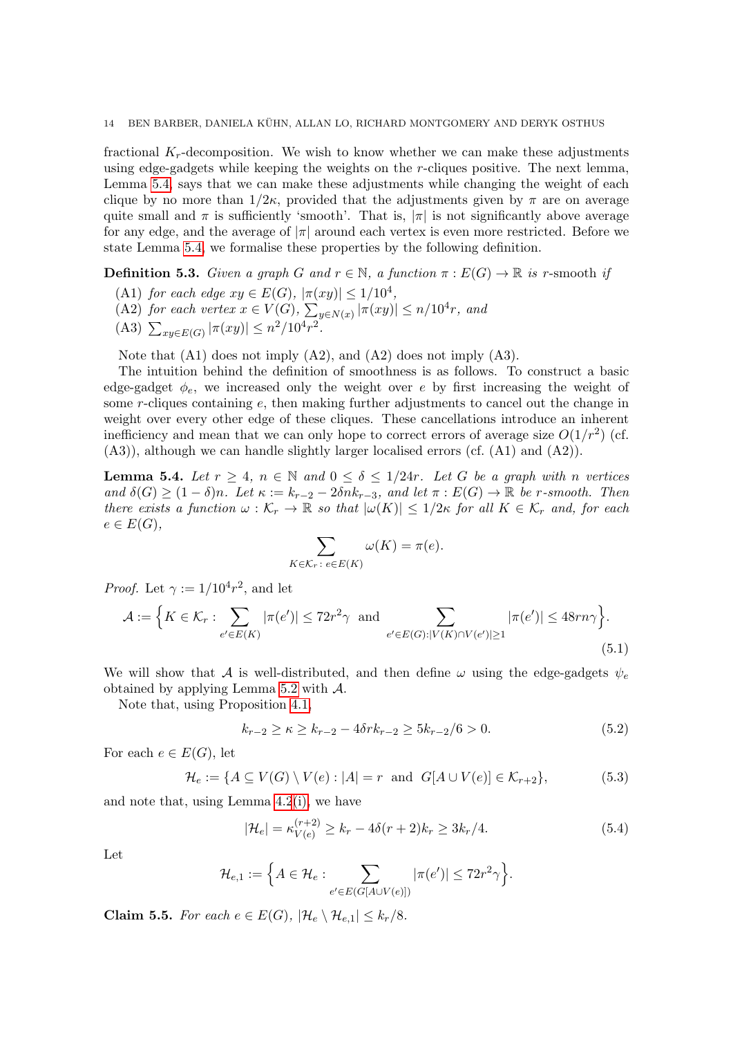fractional $K_r$-decomposition. We wish to know whether we can make these adjustments using edge-gadgets while keeping the weights on the $r$-cliques positive. The next lemma, Lemma 5.4, says that we can make these adjustments while changing the weight of each clique by no more than $1/2\kappa$, provided that the adjustments given by $\pi$ are on average quite small and $\pi$ is sufficiently 'smooth'. That is, $|\pi|$ is not significantly above average for any edge, and the average of $|\pi|$ around each vertex is even more restricted. Before we state Lemma 5.4, we formalise these properties by the following definition.

**Definition 5.3.** *Given a graph $G$ and $r \in \mathbb{N}$, a function $\pi : E(G) \to \mathbb{R}$ is $r$-smooth if*

- (A1) *for each edge $xy \in E(G)$, $|\pi(xy)| \le 1/10^4$,*
- (A2) *for each vertex $x \in V(G)$, $\sum_{y \in N(x)} |\pi(xy)| \le n/10^4 r$, and*
- (A3) $\sum_{xy \in E(G)} |\pi(xy)| \le n^2/10^4 r^2$.

Note that (A1) does not imply (A2), and (A2) does not imply (A3).

The intuition behind the definition of smoothness is as follows. To construct a basic edge-gadget $\phi_e$, we increased only the weight over $e$ by first increasing the weight of some $r$-cliques containing $e$, then making further adjustments to cancel out the change in weight over every other edge of these cliques. These cancellations introduce an inherent inefficiency and mean that we can only hope to correct errors of average size $O(1/r^2)$ (cf. (A3)), although we can handle slightly larger localised errors (cf. (A1) and (A2)).

**Lemma 5.4.** *Let $r \ge 4$, $n \in \mathbb{N}$ and $0 \le \delta \le 1/24r$. Let $G$ be a graph with $n$ vertices and $\delta(G) \ge (1-\delta)n$. Let $\kappa := k_{r-2} - 2\delta n k_{r-3}$, and let $\pi : E(G) \to \mathbb{R}$ be $r$-smooth. Then there exists a function $\omega : \mathcal{K}_r \to \mathbb{R}$ so that $|\omega(K)| \le 1/2\kappa$ for all $K \in \mathcal{K}_r$ and, for each $e \in E(G)$,*

$$\sum_{K \in \mathcal{K}_r :\, e \in E(K)} \omega(K) = \pi(e).$$

*Proof.* Let $\gamma := 1/10^4 r^2$, and let

$$\mathcal{A} := \Big\{ K \in \mathcal{K}_r : \sum_{e' \in E(K)} |\pi(e')| \le 72 r^2 \gamma \;\text{ and }\; \sum_{e' \in E(G) : |V(K) \cap V(e')| \ge 1} |\pi(e')| \le 48 r n \gamma \Big\}. \tag{5.1}$$

We will show that $\mathcal{A}$ is well-distributed, and then define $\omega$ using the edge-gadgets $\psi_e$ obtained by applying Lemma 5.2 with $\mathcal{A}$.

Note that, using Proposition 4.1,

$$k_{r-2} \ge \kappa \ge k_{r-2} - 4\delta r k_{r-2} \ge 5k_{r-2}/6 > 0. \tag{5.2}$$

For each $e \in E(G)$, let

$$\mathcal{H}_e := \{ A \subseteq V(G) \setminus V(e) : |A| = r \;\text{ and }\; G[A \cup V(e)] \in \mathcal{K}_{r+2} \}, \tag{5.3}$$

and note that, using Lemma 4.2(i), we have

$$|\mathcal{H}_e| = \kappa^{(r+2)}_{V(e)} \ge k_r - 4\delta(r+2)k_r \ge 3k_r/4. \tag{5.4}$$

Let

$$\mathcal{H}_{e,1} := \Big\{ A \in \mathcal{H}_e : \sum_{e' \in E(G[A \cup V(e)])} |\pi(e')| \le 72 r^2 \gamma \Big\}.$$

**Claim 5.5.** *For each $e \in E(G)$, $|\mathcal{H}_e \setminus \mathcal{H}_{e,1}| \le k_r/8$.*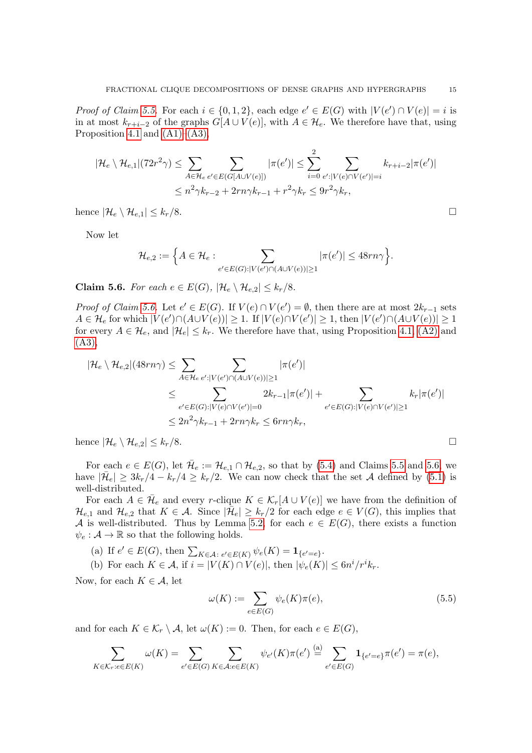*Proof of Claim 5.5.* For each $i \in \{0,1,2\}$, each edge $e' \in E(G)$ with $|V(e') \cap V(e)| = i$ is in at most $k_{r+i-2}$ of the graphs $G[A \cup V(e)]$, with $A \in \mathcal{H}_e$. We therefore have that, using Proposition 4.1 and (A1)–(A3),

$$|\mathcal{H}_e \setminus \mathcal{H}_{e,1}|(72r^2\gamma) \leq \sum_{A \in \mathcal{H}_e} \sum_{e' \in E(G[A \cup V(e)])} |\pi(e')| \leq \sum_{i=0}^{2} \sum_{e' : |V(e) \cap V(e')| = i} k_{r+i-2} |\pi(e')|$$
$$\leq n^2\gamma k_{r-2} + 2rn\gamma k_{r-1} + r^2\gamma k_r \leq 9r^2\gamma k_r,$$

hence $|\mathcal{H}_e \setminus \mathcal{H}_{e,1}| \leq k_r/8$. $\square$

Now let

$$\mathcal{H}_{e,2} := \Big\{ A \in \mathcal{H}_e : \sum_{e' \in E(G) : |V(e') \cap (A \cup V(e))| \geq 1} |\pi(e')| \leq 48rn\gamma \Big\}.$$

**Claim 5.6.** *For each $e \in E(G)$, $|\mathcal{H}_e \setminus \mathcal{H}_{e,2}| \leq k_r/8$.*

*Proof of Claim 5.6.* Let $e' \in E(G)$. If $V(e) \cap V(e') = \emptyset$, then there are at most $2k_{r-1}$ sets $A \in \mathcal{H}_e$ for which $|V(e') \cap (A \cup V(e))| \geq 1$. If $|V(e) \cap V(e')| \geq 1$, then $|V(e') \cap (A \cup V(e))| \geq 1$ for every $A \in \mathcal{H}_e$, and $|\mathcal{H}_e| \leq k_r$. We therefore have that, using Proposition 4.1, (A2) and (A3),

$$|\mathcal{H}_e \setminus \mathcal{H}_{e,2}|(48rn\gamma) \leq \sum_{A \in \mathcal{H}_e} \sum_{e' : |V(e') \cap (A \cup V(e))| \geq 1} |\pi(e')|$$
$$\leq \sum_{e' \in E(G) : |V(e) \cap V(e')| = 0} 2k_{r-1} |\pi(e')| + \sum_{e' \in E(G) : |V(e) \cap V(e')| \geq 1} k_r |\pi(e')|$$
$$\leq 2n^2\gamma k_{r-1} + 2rn\gamma k_r \leq 6rn\gamma k_r,$$

hence $|\mathcal{H}_e \setminus \mathcal{H}_{e,2}| \leq k_r/8$. $\square$

For each $e \in E(G)$, let $\bar{\mathcal{H}}_e := \mathcal{H}_{e,1} \cap \mathcal{H}_{e,2}$, so that by (5.4) and Claims 5.5 and 5.6, we have $|\bar{\mathcal{H}}_e| \geq 3k_r/4 - k_r/4 \geq k_r/2$. We can now check that the set $\mathcal{A}$ defined by (5.1) is well-distributed.

For each $A \in \bar{\mathcal{H}}_e$ and every $r$-clique $K \in \mathcal{K}_r[A \cup V(e)]$ we have from the definition of $\mathcal{H}_{e,1}$ and $\mathcal{H}_{e,2}$ that $K \in \mathcal{A}$. Since $|\bar{\mathcal{H}}_e| \geq k_r/2$ for each edge $e \in V(G)$, this implies that $\mathcal{A}$ is well-distributed. Thus by Lemma 5.2, for each $e \in E(G)$, there exists a function $\psi_e : \mathcal{A} \to \mathbb{R}$ so that the following holds.

(a) If $e' \in E(G)$, then $\sum_{K \in \mathcal{A} :\, e' \in E(K)} \psi_e(K) = \mathbf{1}_{\{e'=e\}}$.

(b) For each $K \in \mathcal{A}$, if $i = |V(K) \cap V(e)|$, then $|\psi_e(K)| \leq 6n^i/r^i k_r$.

Now, for each $K \in \mathcal{A}$, let

$$\omega(K) := \sum_{e \in E(G)} \psi_e(K)\pi(e), \tag{5.5}$$

and for each $K \in \mathcal{K}_r \setminus \mathcal{A}$, let $\omega(K) := 0$. Then, for each $e \in E(G)$,

$$\sum_{K \in \mathcal{K}_r : e \in E(K)} \omega(K) = \sum_{e' \in E(G)} \sum_{K \in \mathcal{A} : e \in E(K)} \psi_{e'}(K)\pi(e') \overset{\text{(a)}}{=} \sum_{e' \in E(G)} \mathbf{1}_{\{e'=e\}} \pi(e') = \pi(e),$$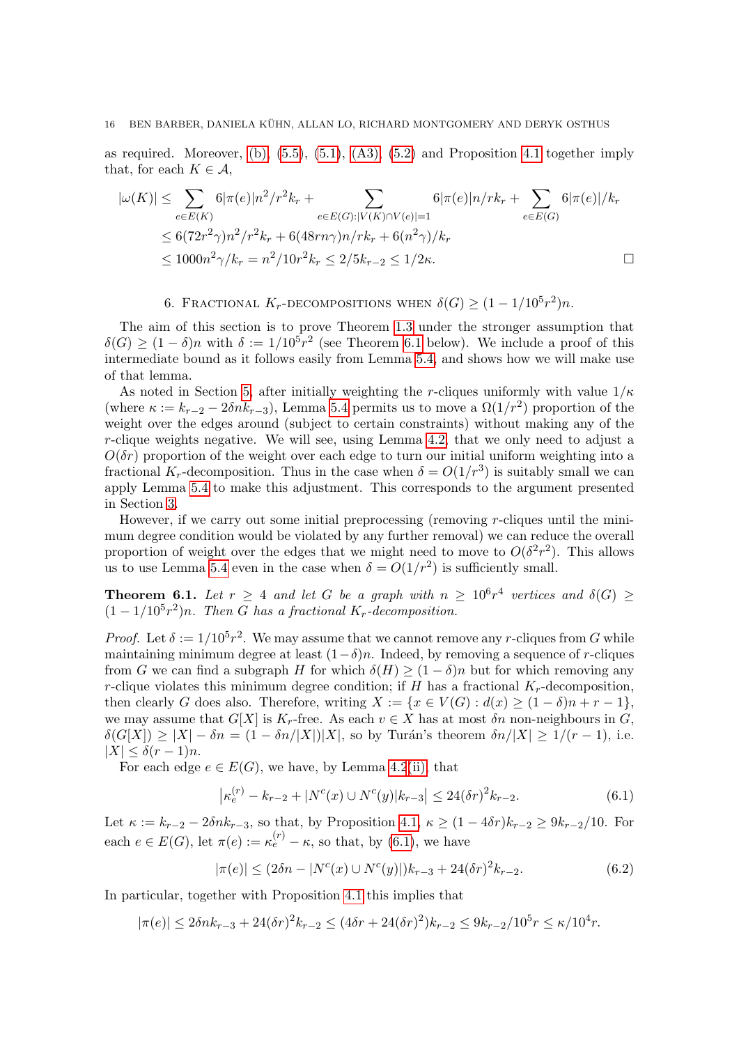as required. Moreover, (b), (5.5), (5.1), (A3), (5.2) and Proposition 4.1 together imply that, for each $K \in \mathcal{A}$,

$$
\begin{aligned}
|\omega(K)| &\le \sum_{e \in E(K)} 6|\pi(e)|n^2/r^2k_r + \sum_{e \in E(G):|V(K)\cap V(e)|=1} 6|\pi(e)|n/rk_r + \sum_{e\in E(G)} 6|\pi(e)|/k_r \\
&\le 6(72r^2\gamma)n^2/r^2k_r + 6(48rn\gamma)n/rk_r + 6(n^2\gamma)/k_r \\
&\le 1000n^2\gamma/k_r = n^2/10r^2k_r \le 2/5k_{r-2} \le 1/2\kappa. \qquad \square
\end{aligned}
$$

## 6. Fractional $K_r$-decompositions when $\delta(G) \geq (1 - 1/10^5r^2)n$.

The aim of this section is to prove Theorem 1.3 under the stronger assumption that $\delta(G) \geq (1-\delta)n$ with $\delta := 1/10^5r^2$ (see Theorem 6.1 below). We include a proof of this intermediate bound as it follows easily from Lemma 5.4, and shows how we will make use of that lemma.

As noted in Section 5, after initially weighting the $r$-cliques uniformly with value $1/\kappa$ (where $\kappa := k_{r-2} - 2\delta n k_{r-3}$), Lemma 5.4 permits us to move a $\Omega(1/r^2)$ proportion of the weight over the edges around (subject to certain constraints) without making any of the $r$-clique weights negative. We will see, using Lemma 4.2, that we only need to adjust a $O(\delta r)$ proportion of the weight over each edge to turn our initial uniform weighting into a fractional $K_r$-decomposition. Thus in the case when $\delta = O(1/r^3)$ is suitably small we can apply Lemma 5.4 to make this adjustment. This corresponds to the argument presented in Section 3.

However, if we carry out some initial preprocessing (removing $r$-cliques until the minimum degree condition would be violated by any further removal) we can reduce the overall proportion of weight over the edges that we might need to move to $O(\delta^2r^2)$. This allows us to use Lemma 5.4 even in the case when $\delta = O(1/r^2)$ is sufficiently small.

**Theorem 6.1.** *Let $r \geq 4$ and let $G$ be a graph with $n \geq 10^6r^4$ vertices and $\delta(G) \geq (1 - 1/10^5r^2)n$. Then $G$ has a fractional $K_r$-decomposition.*

*Proof.* Let $\delta := 1/10^5r^2$. We may assume that we cannot remove any $r$-cliques from $G$ while maintaining minimum degree at least $(1-\delta)n$. Indeed, by removing a sequence of $r$-cliques from $G$ we can find a subgraph $H$ for which $\delta(H) \geq (1-\delta)n$ but for which removing any $r$-clique violates this minimum degree condition; if $H$ has a fractional $K_r$-decomposition, then clearly $G$ does also. Therefore, writing $X := \{x \in V(G) : d(x) \geq (1-\delta)n + r - 1\}$, we may assume that $G[X]$ is $K_r$-free. As each $v \in X$ has at most $\delta n$ non-neighbours in $G$, $\delta(G[X]) \geq |X| - \delta n = (1 - \delta n/|X|)|X|$, so by Turán's theorem $\delta n/|X| \geq 1/(r-1)$, i.e. $|X| \leq \delta(r-1)n$.

For each edge $e \in E(G)$, we have, by Lemma 4.2(ii), that

$$
\left|\kappa_e^{(r)} - k_{r-2} + |N^c(x) \cup N^c(y)|k_{r-3}\right| \leq 24(\delta r)^2 k_{r-2}. \tag{6.1}
$$

Let $\kappa := k_{r-2} - 2\delta n k_{r-3}$, so that, by Proposition 4.1, $\kappa \geq (1-4\delta r)k_{r-2} \geq 9k_{r-2}/10$. For each $e \in E(G)$, let $\pi(e) := \kappa_e^{(r)} - \kappa$, so that, by (6.1), we have

$$
|\pi(e)| \leq (2\delta n - |N^c(x) \cup N^c(y)|)k_{r-3} + 24(\delta r)^2 k_{r-2}. \tag{6.2}
$$

In particular, together with Proposition 4.1 this implies that

$$
|\pi(e)| \leq 2\delta n k_{r-3} + 24(\delta r)^2 k_{r-2} \leq (4\delta r + 24(\delta r)^2)k_{r-2} \leq 9k_{r-2}/10^5 r \leq \kappa/10^4 r.
$$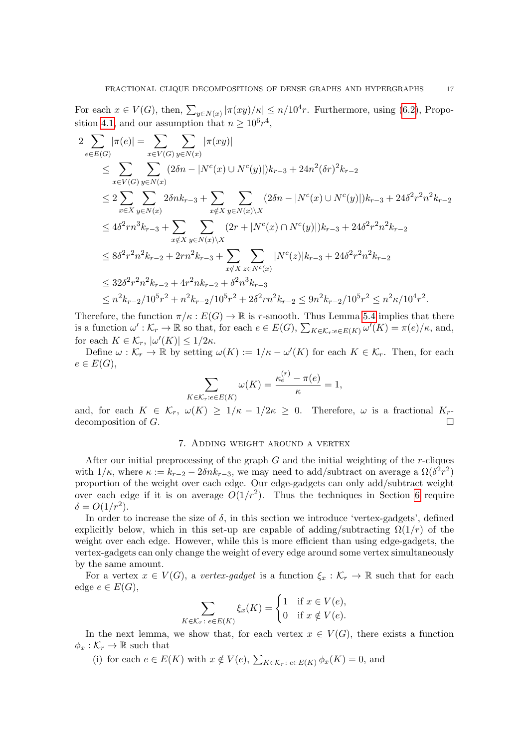For each $x \in V(G)$, then, $\sum_{y\in N(x)} |\pi(xy)/\kappa| \leq n/10^4 r$. Furthermore, using (6.2), Proposition 4.1, and our assumption that $n \geq 10^6 r^4$,

$$
\begin{aligned}
2\sum_{e\in E(G)} |\pi(e)| &= \sum_{x\in V(G)} \sum_{y\in N(x)} |\pi(xy)| \\
&\leq \sum_{x\in V(G)} \sum_{y\in N(x)} (2\delta n - |N^c(x)\cup N^c(y)|)k_{r-3} + 24n^2(\delta r)^2 k_{r-2} \\
&\leq 2\sum_{x\in X} \sum_{y\in N(x)} 2\delta n k_{r-3} + \sum_{x\notin X} \sum_{y\in N(x)\setminus X} (2\delta n - |N^c(x)\cup N^c(y)|)k_{r-3} + 24\delta^2 r^2 n^2 k_{r-2} \\
&\leq 4\delta^2 r n^3 k_{r-3} + \sum_{x\notin X} \sum_{y\in N(x)\setminus X} (2r + |N^c(x)\cap N^c(y)|)k_{r-3} + 24\delta^2 r^2 n^2 k_{r-2} \\
&\leq 8\delta^2 r^2 n^2 k_{r-2} + 2rn^2 k_{r-3} + \sum_{x\notin X} \sum_{z\in N^c(x)} |N^c(z)| k_{r-3} + 24\delta^2 r^2 n^2 k_{r-2} \\
&\leq 32\delta^2 r^2 n^2 k_{r-2} + 4r^2 n k_{r-2} + \delta^2 n^3 k_{r-3} \\
&\leq n^2 k_{r-2}/10^5 r^2 + n^2 k_{r-2}/10^5 r^2 + 2\delta^2 r n^2 k_{r-2} \leq 9n^2 k_{r-2}/10^5 r^2 \leq n^2\kappa/10^4 r^2.
\end{aligned}
$$

Therefore, the function $\pi/\kappa : E(G) \to \mathbb{R}$ is $r$-smooth. Thus Lemma 5.4 implies that there is a function $\omega' : \mathcal{K}_r \to \mathbb{R}$ so that, for each $e \in E(G)$, $\sum_{K\in\mathcal{K}_r : e\in E(K)} \omega'(K) = \pi(e)/\kappa$, and, for each $K \in \mathcal{K}_r$, $|\omega'(K)| \leq 1/2\kappa$.

Define $\omega : \mathcal{K}_r \to \mathbb{R}$ by setting $\omega(K) := 1/\kappa - \omega'(K)$ for each $K \in \mathcal{K}_r$. Then, for each $e \in E(G)$,

$$\sum_{K\in\mathcal{K}_r : e\in E(K)} \omega(K) = \frac{\kappa_e^{(r)} - \pi(e)}{\kappa} = 1,$$

and, for each $K \in \mathcal{K}_r$, $\omega(K) \geq 1/\kappa - 1/2\kappa \geq 0$. Therefore, $\omega$ is a fractional $K_r$-decomposition of $G$. □

## 7. Adding weight around a vertex

After our initial preprocessing of the graph $G$ and the initial weighting of the $r$-cliques with $1/\kappa$, where $\kappa := k_{r-2} - 2\delta n k_{r-3}$, we may need to add/subtract on average a $\Omega(\delta^2 r^2)$ proportion of the weight over each edge. Our edge-gadgets can only add/subtract weight over each edge if it is on average $O(1/r^2)$. Thus the techniques in Section 6 require $\delta = O(1/r^2)$.

In order to increase the size of $\delta$, in this section we introduce 'vertex-gadgets', defined explicitly below, which in this set-up are capable of adding/subtracting $\Omega(1/r)$ of the weight over each edge. However, while this is more efficient than using edge-gadgets, the vertex-gadgets can only change the weight of every edge around some vertex simultaneously by the same amount.

For a vertex $x \in V(G)$, a *vertex-gadget* is a function $\xi_x : \mathcal{K}_r \to \mathbb{R}$ such that for each edge $e \in E(G)$,

$$\sum_{K\in\mathcal{K}_r :\, e\in E(K)} \xi_x(K) = \begin{cases} 1 & \text{if } x \in V(e), \\ 0 & \text{if } x \notin V(e). \end{cases}$$

In the next lemma, we show that, for each vertex $x \in V(G)$, there exists a function $\phi_x : \mathcal{K}_r \to \mathbb{R}$ such that

(i) for each $e \in E(K)$ with $x \notin V(e)$, $\sum_{K\in\mathcal{K}_r :\, e\in E(K)} \phi_x(K) = 0$, and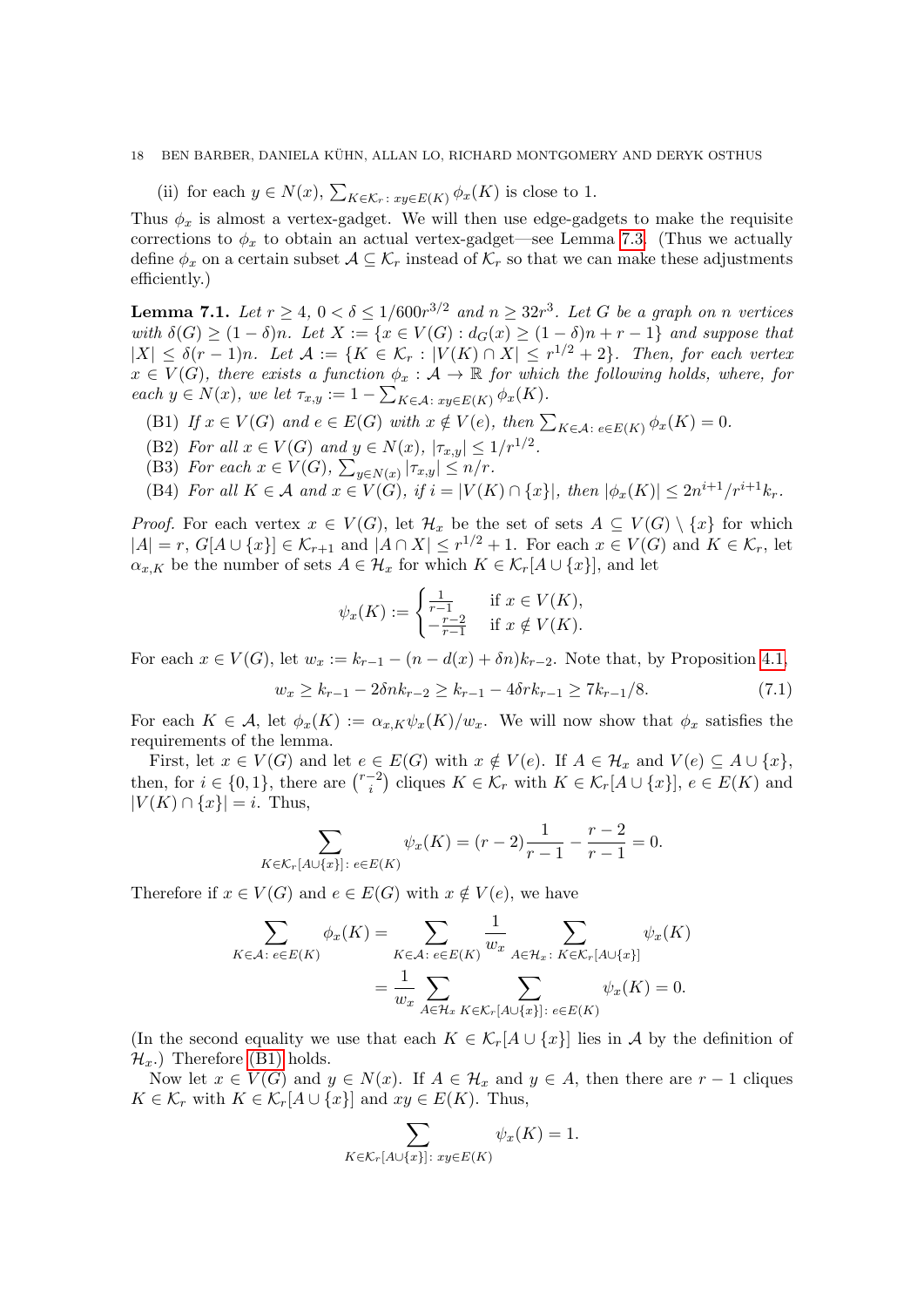(ii) for each $y \in N(x)$, $\sum_{K\in\mathcal{K}_r\colon xy\in E(K)} \phi_x(K)$ is close to 1.

Thus $\phi_x$ is almost a vertex-gadget. We will then use edge-gadgets to make the requisite corrections to $\phi_x$ to obtain an actual vertex-gadget—see Lemma 7.3. (Thus we actually define $\phi_x$ on a certain subset $\mathcal{A} \subseteq \mathcal{K}_r$ instead of $\mathcal{K}_r$ so that we can make these adjustments efficiently.)

**Lemma 7.1.** *Let $r \geq 4$, $0 < \delta \leq 1/600r^{3/2}$ and $n \geq 32r^3$. Let $G$ be a graph on $n$ vertices with $\delta(G) \geq (1-\delta)n$. Let $X := \{x \in V(G) : d_G(x) \geq (1-\delta)n + r - 1\}$ and suppose that $|X| \leq \delta(r-1)n$. Let $\mathcal{A} := \{K \in \mathcal{K}_r : |V(K) \cap X| \leq r^{1/2} + 2\}$. Then, for each vertex $x \in V(G)$, there exists a function $\phi_x : \mathcal{A} \to \mathbb{R}$ for which the following holds, where, for each $y \in N(x)$, we let $\tau_{x,y} := 1 - \sum_{K\in\mathcal{A}\colon xy\in E(K)} \phi_x(K)$.*

- (B1) *If $x \in V(G)$ and $e \in E(G)$ with $x \notin V(e)$, then $\sum_{K\in\mathcal{A}\colon e\in E(K)} \phi_x(K) = 0$.*
- (B2) *For all $x \in V(G)$ and $y \in N(x)$, $|\tau_{x,y}| \leq 1/r^{1/2}$.*
- (B3) *For each $x \in V(G)$, $\sum_{y\in N(x)} |\tau_{x,y}| \leq n/r$.*
- (B4) *For all $K \in \mathcal{A}$ and $x \in V(G)$, if $i = |V(K) \cap \{x\}|$, then $|\phi_x(K)| \leq 2n^{i+1}/r^{i+1}k_r$.*

*Proof.* For each vertex $x \in V(G)$, let $\mathcal{H}_x$ be the set of sets $A \subseteq V(G) \setminus \{x\}$ for which $|A| = r$, $G[A \cup \{x\}] \in \mathcal{K}_{r+1}$ and $|A \cap X| \leq r^{1/2} + 1$. For each $x \in V(G)$ and $K \in \mathcal{K}_r$, let $\alpha_{x,K}$ be the number of sets $A \in \mathcal{H}_x$ for which $K \in \mathcal{K}_r[A \cup \{x\}]$, and let

$$\psi_x(K) := \begin{cases} \frac{1}{r-1} & \text{if } x \in V(K), \\ -\frac{r-2}{r-1} & \text{if } x \notin V(K). \end{cases}$$

For each $x \in V(G)$, let $w_x := k_{r-1} - (n - d(x) + \delta n)k_{r-2}$. Note that, by Proposition 4.1,

$$w_x \geq k_{r-1} - 2\delta n k_{r-2} \geq k_{r-1} - 4\delta r k_{r-1} \geq 7k_{r-1}/8. \tag{7.1}$$

For each $K \in \mathcal{A}$, let $\phi_x(K) := \alpha_{x,K}\psi_x(K)/w_x$. We will now show that $\phi_x$ satisfies the requirements of the lemma.

First, let $x \in V(G)$ and let $e \in E(G)$ with $x \notin V(e)$. If $A \in \mathcal{H}_x$ and $V(e) \subseteq A \cup \{x\}$, then, for $i \in \{0, 1\}$, there are $\binom{r-2}{i}$ cliques $K \in \mathcal{K}_r$ with $K \in \mathcal{K}_r[A \cup \{x\}]$, $e \in E(K)$ and $|V(K) \cap \{x\}| = i$. Thus,

$$\sum_{K\in\mathcal{K}_r[A\cup\{x\}]\colon e\in E(K)} \psi_x(K) = (r-2)\frac{1}{r-1} - \frac{r-2}{r-1} = 0.$$

Therefore if $x \in V(G)$ and $e \in E(G)$ with $x \notin V(e)$, we have

$$\begin{aligned}
\sum_{K\in\mathcal{A}\colon e\in E(K)} \phi_x(K) &= \sum_{K\in\mathcal{A}\colon e\in E(K)} \frac{1}{w_x} \sum_{A\in\mathcal{H}_x\colon K\in\mathcal{K}_r[A\cup\{x\}]} \psi_x(K) \\
&= \frac{1}{w_x} \sum_{A\in\mathcal{H}_x} \sum_{K\in\mathcal{K}_r[A\cup\{x\}]\colon e\in E(K)} \psi_x(K) = 0.
\end{aligned}$$

(In the second equality we use that each $K \in \mathcal{K}_r[A \cup \{x\}]$ lies in $\mathcal{A}$ by the definition of $\mathcal{H}_x$.) Therefore (B1) holds.

Now let $x \in V(G)$ and $y \in N(x)$. If $A \in \mathcal{H}_x$ and $y \in A$, then there are $r-1$ cliques $K \in \mathcal{K}_r$ with $K \in \mathcal{K}_r[A \cup \{x\}]$ and $xy \in E(K)$. Thus,

$$\sum_{K\in\mathcal{K}_r[A\cup\{x\}]\colon xy\in E(K)} \psi_x(K) = 1.$$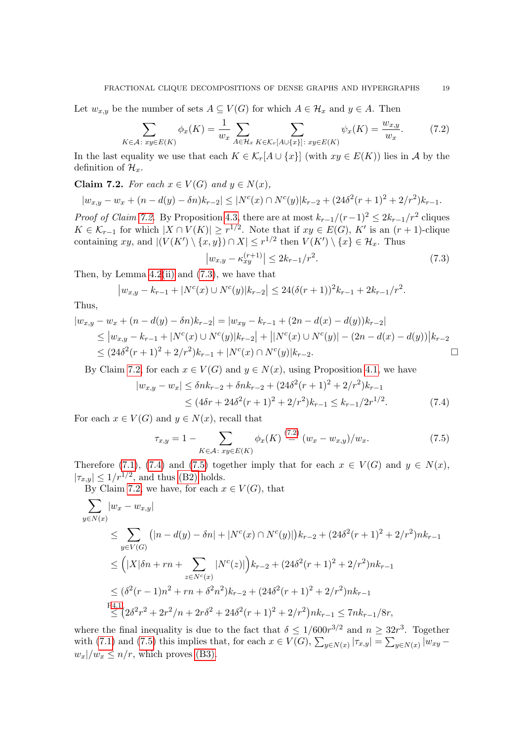Let $w_{x,y}$ be the number of sets $A \subseteq V(G)$ for which $A \in \mathcal{H}_x$ and $y \in A$. Then

$$\sum_{K\in\mathcal{A}:\, xy\in E(K)} \phi_x(K) = \frac{1}{w_x}\sum_{A\in\mathcal{H}_x}\ \sum_{K\in\mathcal{K}_r[A\cup\{x\}]:\, xy\in E(K)} \psi_x(K) = \frac{w_{x,y}}{w_x}. \tag{7.2}$$

In the last equality we use that each $K \in \mathcal{K}_r[A \cup \{x\}]$ (with $xy \in E(K)$) lies in $\mathcal{A}$ by the definition of $\mathcal{H}_x$.

**Claim 7.2.** *For each $x \in V(G)$ and $y \in N(x)$,*

$$|w_{x,y} - w_x + (n - d(y) - \delta n)k_{r-2}| \le |N^c(x) \cap N^c(y)|k_{r-2} + (24\delta^2(r+1)^2 + 2/r^2)k_{r-1}.$$

*Proof of Claim 7.2.* By Proposition 4.3, there are at most $k_{r-1}/(r-1)^2 \le 2k_{r-1}/r^2$ cliques $K \in \mathcal{K}_{r-1}$ for which $|X \cap V(K)| \ge r^{1/2}$. Note that if $xy \in E(G)$, $K'$ is an $(r+1)$-clique containing $xy$, and $|(V(K') \setminus \{x,y\}) \cap X| \le r^{1/2}$ then $V(K') \setminus \{x\} \in \mathcal{H}_x$. Thus

$$\left|w_{x,y} - \kappa^{(r+1)}_{xy}\right| \le 2k_{r-1}/r^2. \tag{7.3}$$

Then, by Lemma 4.2(ii) and (7.3), we have that

$$\left|w_{x,y} - k_{r-1} + |N^c(x) \cup N^c(y)|k_{r-2}\right| \le 24(\delta(r+1))^2 k_{r-1} + 2k_{r-1}/r^2.$$

Thus,

$$\begin{aligned}
|w_{x,y} - w_x + (n - d(y) - \delta n)k_{r-2}| &= |w_{xy} - k_{r-1} + (2n - d(x) - d(y))k_{r-2}| \\
&\le \left|w_{x,y} - k_{r-1} + |N^c(x) \cup N^c(y)|k_{r-2}\right| + \left||N^c(x) \cup N^c(y)| - (2n - d(x) - d(y))\right|k_{r-2} \\
&\le (24\delta^2(r+1)^2 + 2/r^2)k_{r-1} + |N^c(x) \cap N^c(y)|k_{r-2}.
\end{aligned}$$

$\square$

By Claim 7.2, for each $x \in V(G)$ and $y \in N(x)$, using Proposition 4.1, we have

$$\begin{aligned}
|w_{x,y} - w_x| &\le \delta n k_{r-2} + \delta n k_{r-2} + (24\delta^2(r+1)^2 + 2/r^2)k_{r-1} \\
&\le (4\delta r + 24\delta^2(r+1)^2 + 2/r^2)k_{r-1} \le k_{r-1}/2r^{1/2}.
\end{aligned} \tag{7.4}$$

For each $x \in V(G)$ and $y \in N(x)$, recall that

$$\tau_{x,y} = 1 - \sum_{K\in\mathcal{A}:\, xy\in E(K)} \phi_x(K) \overset{(7.2)}{=} (w_x - w_{x,y})/w_x. \tag{7.5}$$

Therefore (7.1), (7.4) and (7.5) together imply that for each $x \in V(G)$ and $y \in N(x)$, $|\tau_{x,y}| \le 1/r^{1/2}$, and thus (B2) holds.

By Claim 7.2, we have, for each $x \in V(G)$, that

$$\begin{aligned}
\sum_{y\in N(x)} &|w_x - w_{x,y}| \\
&\le \sum_{y\in V(G)} \big(|n - d(y) - \delta n| + |N^c(x) \cap N^c(y)|\big)k_{r-2} + (24\delta^2(r+1)^2 + 2/r^2)nk_{r-1} \\
&\le \Big(|X|\delta n + rn + \sum_{z\in N^c(x)} |N^c(z)|\Big)k_{r-2} + (24\delta^2(r+1)^2 + 2/r^2)nk_{r-1} \\
&\le (\delta^2(r-1)n^2 + rn + \delta^2 n^2)k_{r-2} + (24\delta^2(r+1)^2 + 2/r^2)nk_{r-1} \\
&\overset{\text{P4.1}}{\le} \big(2\delta^2 r^2 + 2r^2/n + 2r\delta^2 + 24\delta^2(r+1)^2 + 2/r^2\big)nk_{r-1} \le 7nk_{r-1}/8r,
\end{aligned}$$

where the final inequality is due to the fact that $\delta \le 1/600r^{3/2}$ and $n \ge 32r^3$. Together with (7.1) and (7.5) this implies that, for each $x \in V(G)$, $\sum_{y\in N(x)} |\tau_{x,y}| = \sum_{y\in N(x)} |w_{xy} - w_x|/w_x \le n/r$, which proves (B3).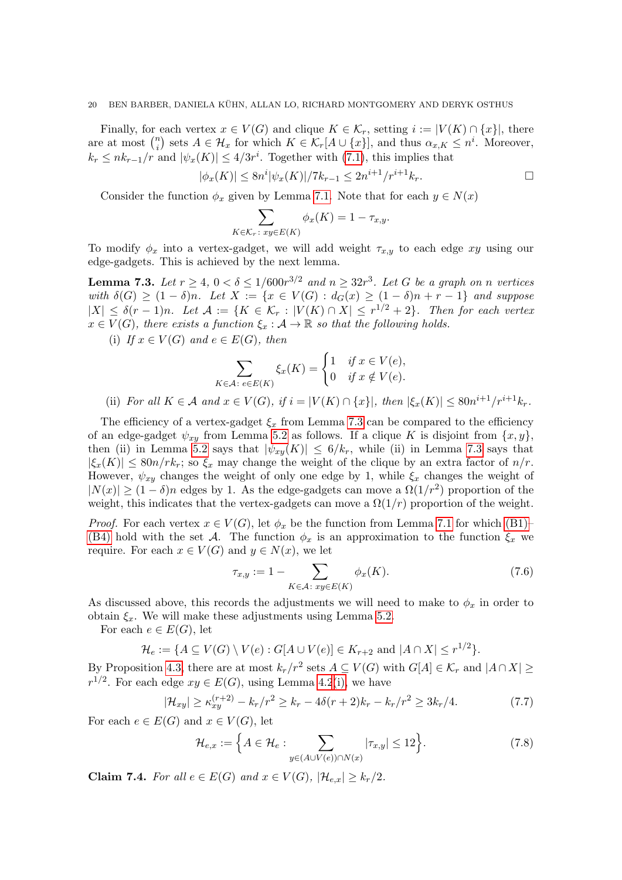Finally, for each vertex $x \in V(G)$ and clique $K \in \mathcal{K}_r$, setting $i := |V(K) \cap \{x\}|$, there are at most $\binom{n}{i}$ sets $A \in \mathcal{H}_x$ for which $K \in \mathcal{K}_r[A \cup \{x\}]$, and thus $\alpha_{x,K} \leq n^i$. Moreover, $k_r \leq nk_{r-1}/r$ and $|\psi_x(K)| \leq 4/3r^i$. Together with (7.1), this implies that

$$|\phi_x(K)| \leq 8n^i|\psi_x(K)|/7k_{r-1} \leq 2n^{i+1}/r^{i+1}k_r. \qquad \square$$

Consider the function $\phi_x$ given by Lemma 7.1. Note that for each $y \in N(x)$

$$\sum_{K \in \mathcal{K}_r :\, xy \in E(K)} \phi_x(K) = 1 - \tau_{x,y}.$$

To modify $\phi_x$ into a vertex-gadget, we will add weight $\tau_{x,y}$ to each edge $xy$ using our edge-gadgets. This is achieved by the next lemma.

**Lemma 7.3.** *Let $r \geq 4$, $0 < \delta \leq 1/600r^{3/2}$ and $n \geq 32r^3$. Let $G$ be a graph on $n$ vertices with $\delta(G) \geq (1-\delta)n$. Let $X := \{x \in V(G) : d_G(x) \geq (1-\delta)n + r - 1\}$ and suppose $|X| \leq \delta(r-1)n$. Let $\mathcal{A} := \{K \in \mathcal{K}_r : |V(K) \cap X| \leq r^{1/2} + 2\}$. Then for each vertex $x \in V(G)$, there exists a function $\xi_x : \mathcal{A} \to \mathbb{R}$ so that the following holds.*

(i) *If $x \in V(G)$ and $e \in E(G)$, then*
$$\sum_{K \in \mathcal{A} :\, e \in E(K)} \xi_x(K) = \begin{cases} 1 & \text{if } x \in V(e), \\ 0 & \text{if } x \notin V(e). \end{cases}$$

(ii) *For all $K \in \mathcal{A}$ and $x \in V(G)$, if $i = |V(K) \cap \{x\}|$, then $|\xi_x(K)| \leq 80n^{i+1}/r^{i+1}k_r$.*

The efficiency of a vertex-gadget $\xi_x$ from Lemma 7.3 can be compared to the efficiency of an edge-gadget $\psi_{xy}$ from Lemma 5.2 as follows. If a clique $K$ is disjoint from $\{x, y\}$, then (ii) in Lemma 5.2 says that $|\psi_{xy}(K)| \leq 6/k_r$, while (ii) in Lemma 7.3 says that $|\xi_x(K)| \leq 80n/rk_r$; so $\xi_x$ may change the weight of the clique by an extra factor of $n/r$. However, $\psi_{xy}$ changes the weight of only one edge by 1, while $\xi_x$ changes the weight of $|N(x)| \geq (1-\delta)n$ edges by 1. As the edge-gadgets can move a $\Omega(1/r^2)$ proportion of the weight, this indicates that the vertex-gadgets can move a $\Omega(1/r)$ proportion of the weight.

*Proof.* For each vertex $x \in V(G)$, let $\phi_x$ be the function from Lemma 7.1 for which (B1)–(B4) hold with the set $\mathcal{A}$. The function $\phi_x$ is an approximation to the function $\xi_x$ we require. For each $x \in V(G)$ and $y \in N(x)$, we let

$$\tau_{x,y} := 1 - \sum_{K \in \mathcal{A} :\, xy \in E(K)} \phi_x(K). \tag{7.6}$$

As discussed above, this records the adjustments we will need to make to $\phi_x$ in order to obtain $\xi_x$. We will make these adjustments using Lemma 5.2.

For each $e \in E(G)$, let

$$\mathcal{H}_e := \{A \subseteq V(G) \setminus V(e) : G[A \cup V(e)] \in K_{r+2} \text{ and } |A \cap X| \leq r^{1/2}\}.$$

By Proposition 4.3, there are at most $k_r/r^2$ sets $A \subseteq V(G)$ with $G[A] \in \mathcal{K}_r$ and $|A \cap X| \geq r^{1/2}$. For each edge $xy \in E(G)$, using Lemma 4.2(i), we have

$$|\mathcal{H}_{xy}| \geq \kappa_{xy}^{(r+2)} - k_r/r^2 \geq k_r - 4\delta(r+2)k_r - k_r/r^2 \geq 3k_r/4. \tag{7.7}$$

For each $e \in E(G)$ and $x \in V(G)$, let

$$\mathcal{H}_{e,x} := \Big\{A \in \mathcal{H}_e : \sum_{y \in (A \cup V(e)) \cap N(x)} |\tau_{x,y}| \leq 12\Big\}. \tag{7.8}$$

**Claim 7.4.** *For all $e \in E(G)$ and $x \in V(G)$, $|\mathcal{H}_{e,x}| \geq k_r/2$.*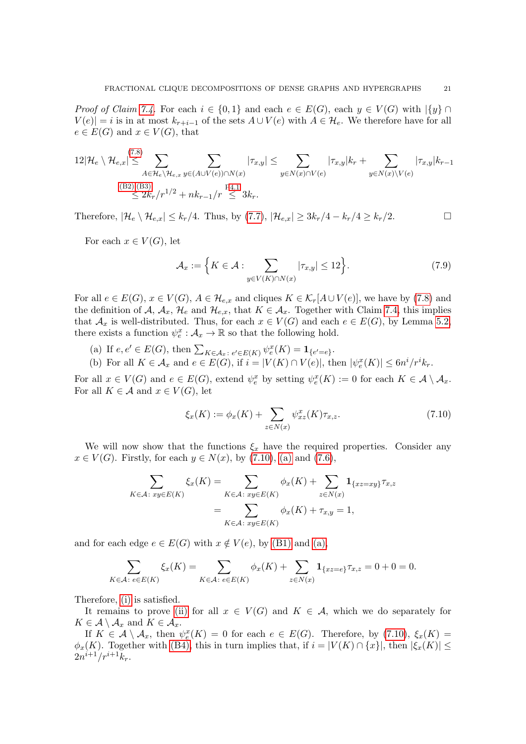*Proof of Claim 7.4.* For each $i \in \{0,1\}$ and each $e \in E(G)$, each $y \in V(G)$ with $|\{y\} \cap V(e)| = i$ is in at most $k_{r+i-1}$ of the sets $A \cup V(e)$ with $A \in \mathcal{H}_e$. We therefore have for all $e \in E(G)$ and $x \in V(G)$, that

$$\begin{aligned}
12|\mathcal{H}_e \setminus \mathcal{H}_{e,x}| &\overset{(7.8)}{\leq} \sum_{A \in \mathcal{H}_e \setminus \mathcal{H}_{e,x}} \sum_{y \in (A \cup V(e)) \cap N(x)} |\tau_{x,y}| \leq \sum_{y \in N(x) \cap V(e)} |\tau_{x,y}| k_r + \sum_{y \in N(x) \setminus V(e)} |\tau_{x,y}| k_{r-1} \\
&\overset{\text{(B2),(B3)}}{\leq} 2k_r/r^{1/2} + nk_{r-1}/r \overset{\text{P4.1}}{\leq} 3k_r.
\end{aligned}$$

Therefore, $|\mathcal{H}_e \setminus \mathcal{H}_{e,x}| \leq k_r/4$. Thus, by (7.7), $|\mathcal{H}_{e,x}| \geq 3k_r/4 - k_r/4 \geq k_r/2$. $\square$

For each $x \in V(G)$, let

$$\mathcal{A}_x := \Big\{ K \in \mathcal{A} : \sum_{y \in V(K) \cap N(x)} |\tau_{x,y}| \leq 12 \Big\}. \tag{7.9}$$

For all $e \in E(G)$, $x \in V(G)$, $A \in \mathcal{H}_{e,x}$ and cliques $K \in \mathcal{K}_r[A \cup V(e)]$, we have by (7.8) and the definition of $\mathcal{A}$, $\mathcal{A}_x$, $\mathcal{H}_e$ and $\mathcal{H}_{e,x}$, that $K \in \mathcal{A}_x$. Together with Claim 7.4, this implies that $\mathcal{A}_x$ is well-distributed. Thus, for each $x \in V(G)$ and each $e \in E(G)$, by Lemma 5.2, there exists a function $\psi^x_e : \mathcal{A}_x \to \mathbb{R}$ so that the following hold.

(a) If $e, e' \in E(G)$, then $\sum_{K \in \mathcal{A}_x :\, e' \in E(K)} \psi^x_e(K) = \mathbf{1}_{\{e'=e\}}$.
(b) For all $K \in \mathcal{A}_x$ and $e \in E(G)$, if $i = |V(K) \cap V(e)|$, then $|\psi^x_e(K)| \leq 6n^i/r^i k_r$.

For all $x \in V(G)$ and $e \in E(G)$, extend $\psi^x_e$ by setting $\psi^x_e(K) := 0$ for each $K \in \mathcal{A} \setminus \mathcal{A}_x$. For all $K \in \mathcal{A}$ and $x \in V(G)$, let

$$\xi_x(K) := \phi_x(K) + \sum_{z \in N(x)} \psi^x_{xz}(K)\tau_{x,z}. \tag{7.10}$$

We will now show that the functions $\xi_x$ have the required properties. Consider any $x \in V(G)$. Firstly, for each $y \in N(x)$, by (7.10), (a) and (7.6),

$$\begin{aligned}
\sum_{K \in \mathcal{A} :\, xy \in E(K)} \xi_x(K) &= \sum_{K \in \mathcal{A} :\, xy \in E(K)} \phi_x(K) + \sum_{z \in N(x)} \mathbf{1}_{\{xz = xy\}} \tau_{x,z} \\
&= \sum_{K \in \mathcal{A} :\, xy \in E(K)} \phi_x(K) + \tau_{x,y} = 1,
\end{aligned}$$

and for each edge $e \in E(G)$ with $x \notin V(e)$, by (B1) and (a),

$$\sum_{K \in \mathcal{A} :\, e \in E(K)} \xi_x(K) = \sum_{K \in \mathcal{A} :\, e \in E(K)} \phi_x(K) + \sum_{z \in N(x)} \mathbf{1}_{\{xz = e\}} \tau_{x,z} = 0 + 0 = 0.$$

Therefore, (i) is satisfied.

It remains to prove (ii) for all $x \in V(G)$ and $K \in \mathcal{A}$, which we do separately for $K \in \mathcal{A} \setminus \mathcal{A}_x$ and $K \in \mathcal{A}_x$.

If $K \in \mathcal{A} \setminus \mathcal{A}_x$, then $\psi^x_e(K) = 0$ for each $e \in E(G)$. Therefore, by (7.10), $\xi_x(K) = \phi_x(K)$. Together with (B4), this in turn implies that, if $i = |V(K) \cap \{x\}|$, then $|\xi_x(K)| \leq 2n^{i+1}/r^{i+1} k_r$.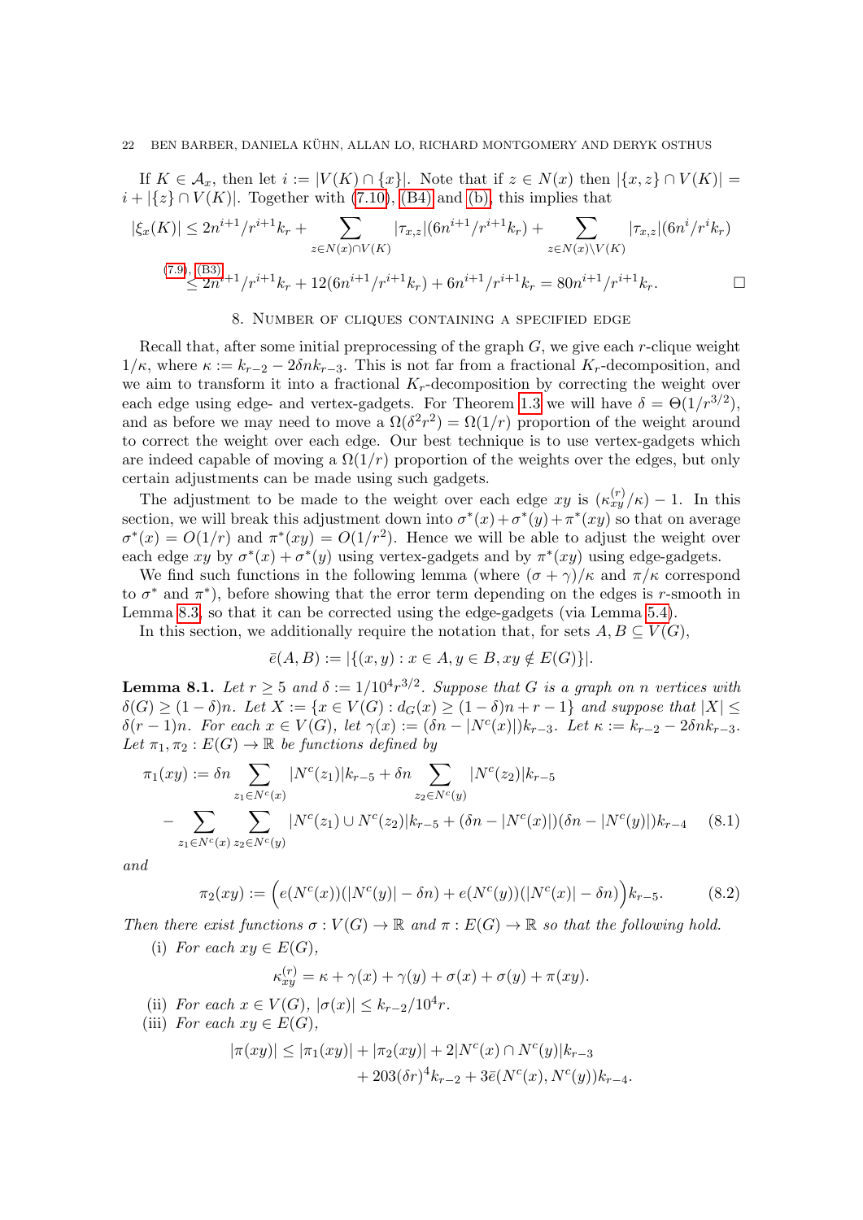If $K \in \mathcal{A}_x$, then let $i := |V(K) \cap \{x\}|$. Note that if $z \in N(x)$ then $|\{x, z\} \cap V(K)| = i + |\{z\} \cap V(K)|$. Together with (7.10), (B4) and (b), this implies that

$$|\xi_x(K)| \leq 2n^{i+1}/r^{i+1}k_r + \sum_{z \in N(x) \cap V(K)} |\tau_{x,z}|(6n^{i+1}/r^{i+1}k_r) + \sum_{z \in N(x) \setminus V(K)} |\tau_{x,z}|(6n^i/r^ik_r)$$

$$\overset{(7.9),\,(B3)}{\leq} 2n^{i+1}/r^{i+1}k_r + 12(6n^{i+1}/r^{i+1}k_r) + 6n^{i+1}/r^{i+1}k_r = 80n^{i+1}/r^{i+1}k_r. \qquad \square$$

## 8. Number of cliques containing a specified edge

Recall that, after some initial preprocessing of the graph $G$, we give each $r$-clique weight $1/\kappa$, where $\kappa := k_{r-2} - 2\delta n k_{r-3}$. This is not far from a fractional $K_r$-decomposition, and we aim to transform it into a fractional $K_r$-decomposition by correcting the weight over each edge using edge- and vertex-gadgets. For Theorem 1.3 we will have $\delta = \Theta(1/r^{3/2})$, and as before we may need to move a $\Omega(\delta^2 r^2) = \Omega(1/r)$ proportion of the weight around to correct the weight over each edge. Our best technique is to use vertex-gadgets which are indeed capable of moving a $\Omega(1/r)$ proportion of the weights over the edges, but only certain adjustments can be made using such gadgets.

The adjustment to be made to the weight over each edge $xy$ is $(\kappa^{(r)}_{xy}/\kappa) - 1$. In this section, we will break this adjustment down into $\sigma^*(x) + \sigma^*(y) + \pi^*(xy)$ so that on average $\sigma^*(x) = O(1/r)$ and $\pi^*(xy) = O(1/r^2)$. Hence we will be able to adjust the weight over each edge $xy$ by $\sigma^*(x) + \sigma^*(y)$ using vertex-gadgets and by $\pi^*(xy)$ using edge-gadgets.

We find such functions in the following lemma (where $(\sigma + \gamma)/\kappa$ and $\pi/\kappa$ correspond to $\sigma^*$ and $\pi^*$), before showing that the error term depending on the edges is $r$-smooth in Lemma 8.3, so that it can be corrected using the edge-gadgets (via Lemma 5.4).

In this section, we additionally require the notation that, for sets $A, B \subseteq V(G)$,

$$\bar{e}(A, B) := |\{(x, y) : x \in A, y \in B, xy \notin E(G)\}|.$$

**Lemma 8.1.** *Let $r \geq 5$ and $\delta := 1/10^4 r^{3/2}$. Suppose that $G$ is a graph on $n$ vertices with $\delta(G) \geq (1-\delta)n$. Let $X := \{x \in V(G) : d_G(x) \geq (1-\delta)n + r - 1\}$ and suppose that $|X| \leq \delta(r-1)n$. For each $x \in V(G)$, let $\gamma(x) := (\delta n - |N^c(x)|)k_{r-3}$. Let $\kappa := k_{r-2} - 2\delta n k_{r-3}$. Let $\pi_1, \pi_2 : E(G) \to \mathbb{R}$ be functions defined by*

$$\pi_1(xy) := \delta n \sum_{z_1 \in N^c(x)} |N^c(z_1)| k_{r-5} + \delta n \sum_{z_2 \in N^c(y)} |N^c(z_2)| k_{r-5}$$
$$- \sum_{z_1 \in N^c(x)} \sum_{z_2 \in N^c(y)} |N^c(z_1) \cup N^c(z_2)| k_{r-5} + (\delta n - |N^c(x)|)(\delta n - |N^c(y)|) k_{r-4} \tag{8.1}$$

*and*

$$\pi_2(xy) := \Big(e(N^c(x))(|N^c(y)| - \delta n) + e(N^c(y))(|N^c(x)| - \delta n)\Big) k_{r-5}. \tag{8.2}$$

*Then there exist functions $\sigma : V(G) \to \mathbb{R}$ and $\pi : E(G) \to \mathbb{R}$ so that the following hold.*

(i) *For each $xy \in E(G)$,*
$$\kappa^{(r)}_{xy} = \kappa + \gamma(x) + \gamma(y) + \sigma(x) + \sigma(y) + \pi(xy).$$

(ii) *For each $x \in V(G)$, $|\sigma(x)| \leq k_{r-2}/10^4 r$.*

(iii) *For each $xy \in E(G)$,*
$$|\pi(xy)| \leq |\pi_1(xy)| + |\pi_2(xy)| + 2|N^c(x) \cap N^c(y)| k_{r-3}$$
$$+ 203(\delta r)^4 k_{r-2} + 3\bar{e}(N^c(x), N^c(y)) k_{r-4}.$$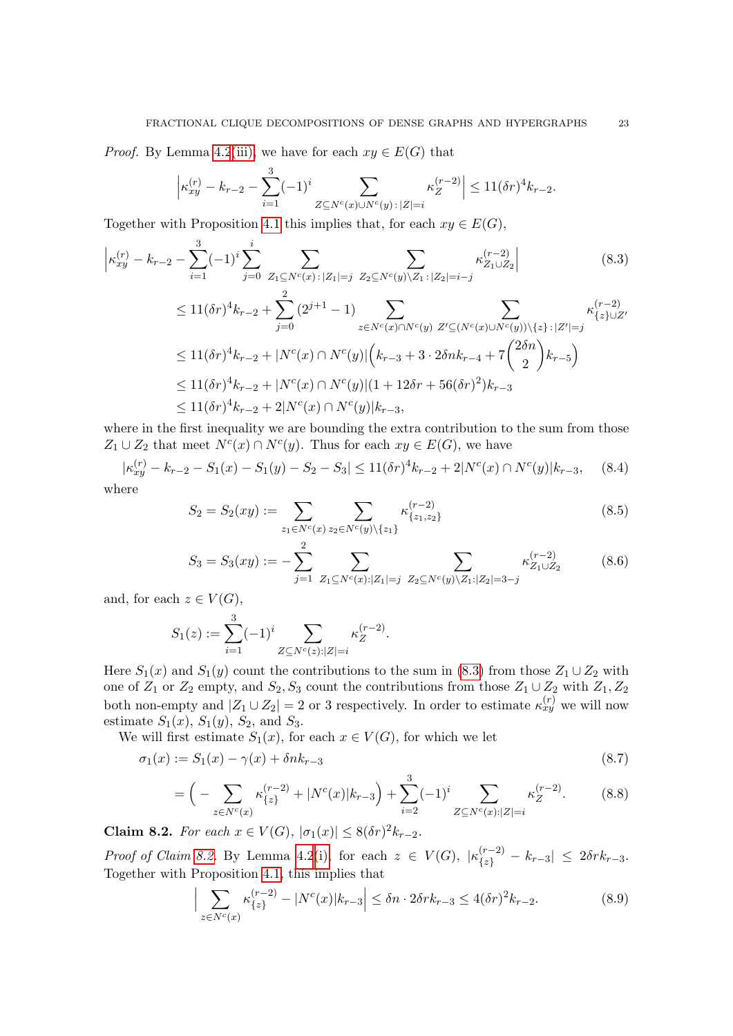*Proof.* By Lemma 4.2(iii), we have for each $xy \in E(G)$ that

$$\Big|\kappa^{(r)}_{xy} - k_{r-2} - \sum_{i=1}^{3}(-1)^i \sum_{Z\subseteq N^c(x)\cup N^c(y)\,:\,|Z|=i} \kappa^{(r-2)}_Z\Big| \leq 11(\delta r)^4 k_{r-2}.$$

Together with Proposition 4.1 this implies that, for each $xy \in E(G)$,

$$\begin{aligned}
\Big|\kappa^{(r)}_{xy} - k_{r-2} - \sum_{i=1}^{3}(-1)^i \sum_{j=0}^{i} \sum_{Z_1\subseteq N^c(x)\,:\,|Z_1|=j}\ \sum_{Z_2\subseteq N^c(y)\setminus Z_1\,:\,|Z_2|=i-j} \kappa^{(r-2)}_{Z_1\cup Z_2}\Big| \quad (8.3)\\
\leq 11(\delta r)^4 k_{r-2} + \sum_{j=0}^{2}(2^{j+1}-1) \sum_{z\in N^c(x)\cap N^c(y)}\ \sum_{Z'\subseteq (N^c(x)\cup N^c(y))\setminus\{z\}\,:\,|Z'|=j} \kappa^{(r-2)}_{\{z\}\cup Z'}\\
\leq 11(\delta r)^4 k_{r-2} + |N^c(x)\cap N^c(y)|\Big(k_{r-3} + 3\cdot 2\delta n k_{r-4} + 7\binom{2\delta n}{2}k_{r-5}\Big)\\
\leq 11(\delta r)^4 k_{r-2} + |N^c(x)\cap N^c(y)|(1+12\delta r + 56(\delta r)^2)k_{r-3}\\
\leq 11(\delta r)^4 k_{r-2} + 2|N^c(x)\cap N^c(y)|k_{r-3},
\end{aligned}$$

where in the first inequality we are bounding the extra contribution to the sum from those $Z_1\cup Z_2$ that meet $N^c(x)\cap N^c(y)$. Thus for each $xy\in E(G)$, we have

$$|\kappa^{(r)}_{xy} - k_{r-2} - S_1(x) - S_1(y) - S_2 - S_3| \leq 11(\delta r)^4 k_{r-2} + 2|N^c(x)\cap N^c(y)|k_{r-3}, \quad (8.4)$$

where

$$S_2 = S_2(xy) := \sum_{z_1\in N^c(x)}\ \sum_{z_2\in N^c(y)\setminus\{z_1\}} \kappa^{(r-2)}_{\{z_1,z_2\}} \quad (8.5)$$

$$S_3 = S_3(xy) := -\sum_{j=1}^{2}\ \sum_{Z_1\subseteq N^c(x):|Z_1|=j}\ \sum_{Z_2\subseteq N^c(y)\setminus Z_1:|Z_2|=3-j} \kappa^{(r-2)}_{Z_1\cup Z_2} \quad (8.6)$$

and, for each $z\in V(G)$,

$$S_1(z) := \sum_{i=1}^{3}(-1)^i \sum_{Z\subseteq N^c(z):|Z|=i} \kappa^{(r-2)}_Z.$$

Here $S_1(x)$ and $S_1(y)$ count the contributions to the sum in (8.3) from those $Z_1\cup Z_2$ with one of $Z_1$ or $Z_2$ empty, and $S_2, S_3$ count the contributions from those $Z_1\cup Z_2$ with $Z_1, Z_2$ both non-empty and $|Z_1\cup Z_2| = 2$ or 3 respectively. In order to estimate $\kappa^{(r)}_{xy}$ we will now estimate $S_1(x)$, $S_1(y)$, $S_2$, and $S_3$.

We will first estimate $S_1(x)$, for each $x\in V(G)$, for which we let

$$\sigma_1(x) := S_1(x) - \gamma(x) + \delta n k_{r-3} \quad (8.7)$$

$$= \Big(-\sum_{z\in N^c(x)} \kappa^{(r-2)}_{\{z\}} + |N^c(x)|k_{r-3}\Big) + \sum_{i=2}^{3}(-1)^i \sum_{Z\subseteq N^c(x):|Z|=i} \kappa^{(r-2)}_Z. \quad (8.8)$$

**Claim 8.2.** *For each $x\in V(G)$, $|\sigma_1(x)| \leq 8(\delta r)^2 k_{r-2}$.*

*Proof of Claim 8.2.* By Lemma 4.2(i), for each $z\in V(G)$, $|\kappa^{(r-2)}_{\{z\}} - k_{r-3}| \leq 2\delta r k_{r-3}$. Together with Proposition 4.1, this implies that

$$\Big|\sum_{z\in N^c(x)} \kappa^{(r-2)}_{\{z\}} - |N^c(x)|k_{r-3}\Big| \leq \delta n \cdot 2\delta r k_{r-3} \leq 4(\delta r)^2 k_{r-2}. \quad (8.9)$$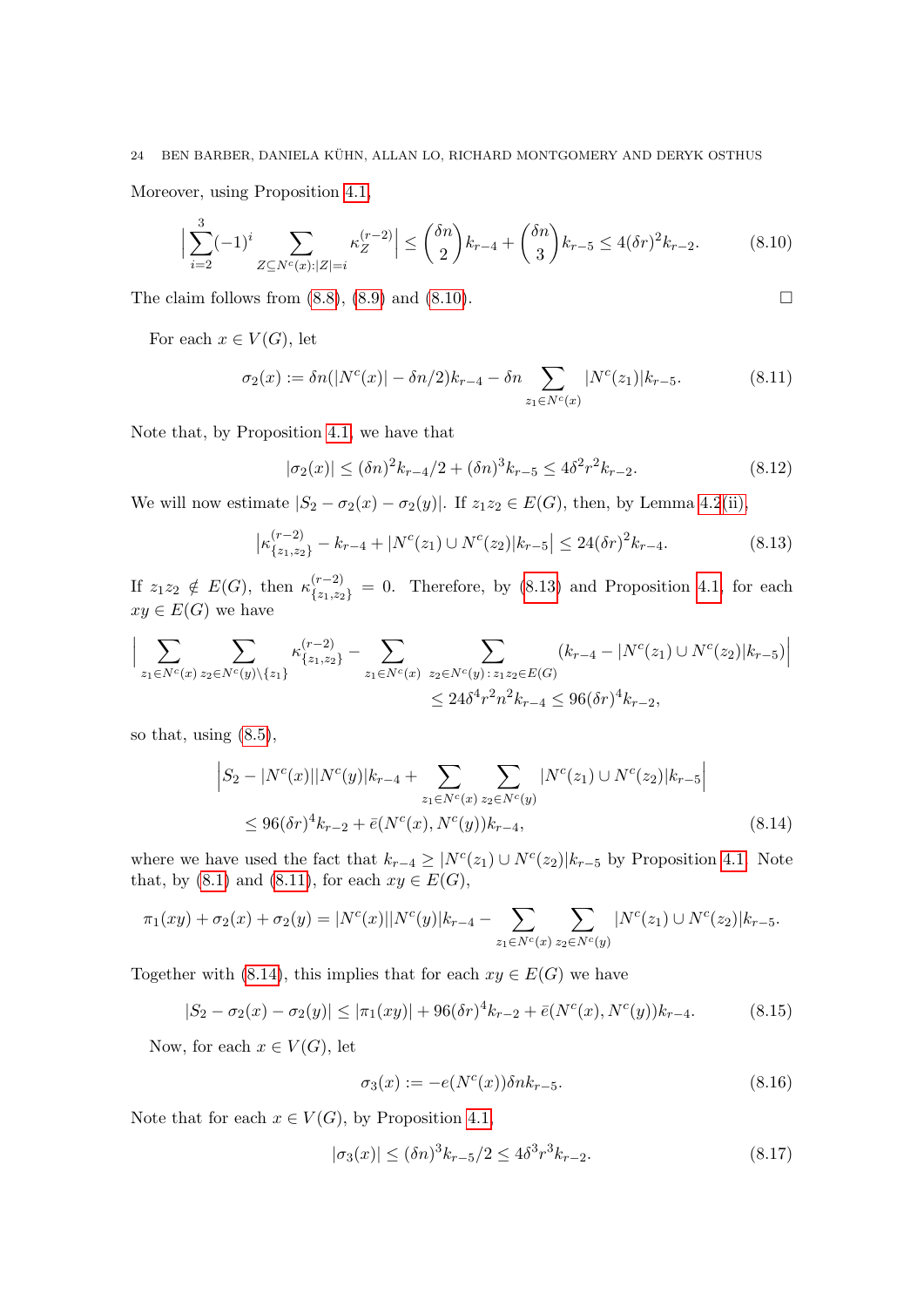Moreover, using Proposition 4.1,

$$\Big|\sum_{i=2}^{3}(-1)^i \sum_{Z\subseteq N^c(x):|Z|=i} \kappa_Z^{(r-2)}\Big| \le \binom{\delta n}{2}k_{r-4} + \binom{\delta n}{3}k_{r-5} \le 4(\delta r)^2 k_{r-2}. \tag{8.10}$$

The claim follows from (8.8), (8.9) and (8.10). □

For each $x \in V(G)$, let

$$\sigma_2(x) := \delta n(|N^c(x)| - \delta n/2)k_{r-4} - \delta n \sum_{z_1\in N^c(x)} |N^c(z_1)|k_{r-5}. \tag{8.11}$$

Note that, by Proposition 4.1, we have that

$$|\sigma_2(x)| \le (\delta n)^2 k_{r-4}/2 + (\delta n)^3 k_{r-5} \le 4\delta^2 r^2 k_{r-2}. \tag{8.12}$$

We will now estimate $|S_2 - \sigma_2(x) - \sigma_2(y)|$. If $z_1z_2 \in E(G)$, then, by Lemma 4.2(ii),

$$\big|\kappa^{(r-2)}_{\{z_1,z_2\}} - k_{r-4} + |N^c(z_1)\cup N^c(z_2)|k_{r-5}\big| \le 24(\delta r)^2 k_{r-4}. \tag{8.13}$$

If $z_1z_2 \notin E(G)$, then $\kappa^{(r-2)}_{\{z_1,z_2\}} = 0$. Therefore, by (8.13) and Proposition 4.1, for each $xy \in E(G)$ we have

$$\begin{aligned}\Big|\sum_{z_1\in N^c(x)}\sum_{z_2\in N^c(y)\setminus\{z_1\}} \kappa^{(r-2)}_{\{z_1,z_2\}} - \sum_{z_1\in N^c(x)}\sum_{z_2\in N^c(y)\,:\,z_1z_2\in E(G)} (k_{r-4} - |N^c(z_1)\cup N^c(z_2)|k_{r-5})\Big|& \\ \le 24\delta^4 r^2 n^2 k_{r-4} \le 96(\delta r)^4 k_{r-2},&\end{aligned}$$

so that, using (8.5),

$$\begin{aligned}&\Big|S_2 - |N^c(x)||N^c(y)|k_{r-4} + \sum_{z_1\in N^c(x)}\sum_{z_2\in N^c(y)} |N^c(z_1)\cup N^c(z_2)|k_{r-5}\Big| \\ &\quad\le 96(\delta r)^4 k_{r-2} + \bar{e}(N^c(x), N^c(y))k_{r-4},\end{aligned} \tag{8.14}$$

where we have used the fact that $k_{r-4} \ge |N^c(z_1)\cup N^c(z_2)|k_{r-5}$ by Proposition 4.1. Note that, by (8.1) and (8.11), for each $xy \in E(G)$,

$$\pi_1(xy) + \sigma_2(x) + \sigma_2(y) = |N^c(x)||N^c(y)|k_{r-4} - \sum_{z_1\in N^c(x)}\sum_{z_2\in N^c(y)} |N^c(z_1)\cup N^c(z_2)|k_{r-5}.$$

Together with (8.14), this implies that for each $xy \in E(G)$ we have

$$|S_2 - \sigma_2(x) - \sigma_2(y)| \le |\pi_1(xy)| + 96(\delta r)^4 k_{r-2} + \bar{e}(N^c(x), N^c(y))k_{r-4}. \tag{8.15}$$

Now, for each $x \in V(G)$, let

$$\sigma_3(x) := -e(N^c(x))\delta n k_{r-5}. \tag{8.16}$$

Note that for each $x \in V(G)$, by Proposition 4.1,

$$|\sigma_3(x)| \le (\delta n)^3 k_{r-5}/2 \le 4\delta^3 r^3 k_{r-2}. \tag{8.17}$$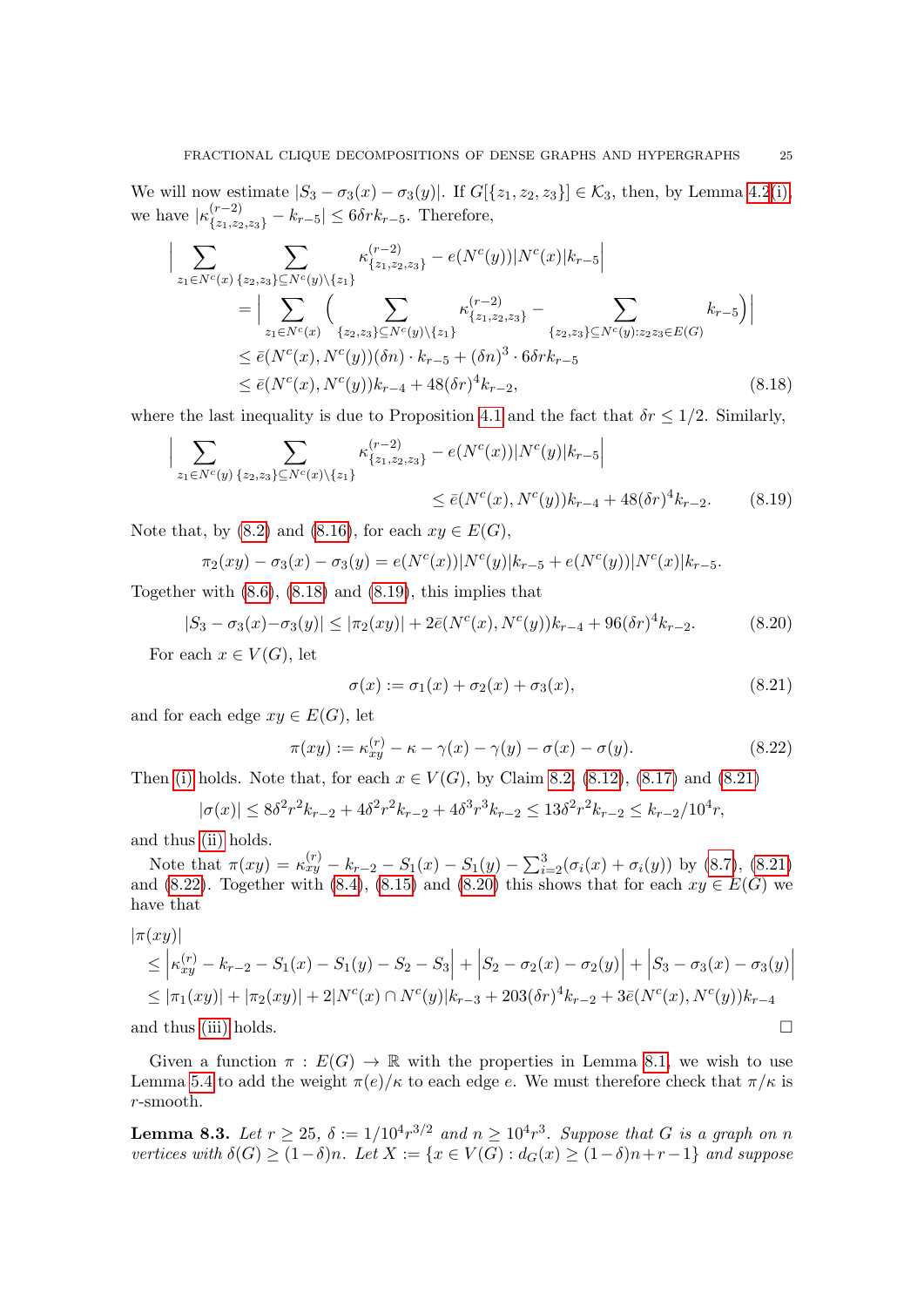We will now estimate $|S_3 - \sigma_3(x) - \sigma_3(y)|$. If $G[\{z_1, z_2, z_3\}] \in \mathcal{K}_3$, then, by Lemma 4.2(i), we have $|\kappa^{(r-2)}_{\{z_1,z_2,z_3\}} - k_{r-5}| \le 6\delta r k_{r-5}$. Therefore,

$$
\begin{aligned}
\Big| \sum_{z_1 \in N^c(x)} & \sum_{\{z_2,z_3\} \subseteq N^c(y)\setminus\{z_1\}} \kappa^{(r-2)}_{\{z_1,z_2,z_3\}} - e(N^c(y))|N^c(x)|k_{r-5}\Big| \\
&= \Big| \sum_{z_1 \in N^c(x)} \Big( \sum_{\{z_2,z_3\} \subseteq N^c(y)\setminus\{z_1\}} \kappa^{(r-2)}_{\{z_1,z_2,z_3\}} - \sum_{\{z_2,z_3\} \subseteq N^c(y): z_2z_3 \in E(G)} k_{r-5}\Big)\Big| \\
&\le \bar{e}(N^c(x), N^c(y))(\delta n) \cdot k_{r-5} + (\delta n)^3 \cdot 6\delta r k_{r-5} \\
&\le \bar{e}(N^c(x), N^c(y)) k_{r-4} + 48(\delta r)^4 k_{r-2}, \qquad (8.18)
\end{aligned}
$$

where the last inequality is due to Proposition 4.1 and the fact that $\delta r \le 1/2$. Similarly,

$$
\begin{aligned}
\Big| \sum_{z_1 \in N^c(y)} & \sum_{\{z_2,z_3\} \subseteq N^c(x)\setminus\{z_1\}} \kappa^{(r-2)}_{\{z_1,z_2,z_3\}} - e(N^c(x))|N^c(y)|k_{r-5}\Big| \\
&\le \bar{e}(N^c(x), N^c(y)) k_{r-4} + 48(\delta r)^4 k_{r-2}. \qquad (8.19)
\end{aligned}
$$

Note that, by (8.2) and (8.16), for each $xy \in E(G)$,

$$
\pi_2(xy) - \sigma_3(x) - \sigma_3(y) = e(N^c(x))|N^c(y)|k_{r-5} + e(N^c(y))|N^c(x)|k_{r-5}.
$$

Together with (8.6), (8.18) and (8.19), this implies that

$$
|S_3 - \sigma_3(x) - \sigma_3(y)| \le |\pi_2(xy)| + 2\bar{e}(N^c(x), N^c(y))k_{r-4} + 96(\delta r)^4 k_{r-2}. \qquad (8.20)
$$

For each $x \in V(G)$, let

$$
\sigma(x) := \sigma_1(x) + \sigma_2(x) + \sigma_3(x), \qquad (8.21)
$$

and for each edge $xy \in E(G)$, let

$$
\pi(xy) := \kappa^{(r)}_{xy} - \kappa - \gamma(x) - \gamma(y) - \sigma(x) - \sigma(y). \qquad (8.22)
$$

Then (i) holds. Note that, for each $x \in V(G)$, by Claim 8.2, (8.12), (8.17) and (8.21)

$$
|\sigma(x)| \le 8\delta^2 r^2 k_{r-2} + 4\delta^2 r^2 k_{r-2} + 4\delta^3 r^3 k_{r-2} \le 13\delta^2 r^2 k_{r-2} \le k_{r-2}/10^4 r,
$$

and thus (ii) holds.

Note that $\pi(xy) = \kappa^{(r)}_{xy} - k_{r-2} - S_1(x) - S_1(y) - \sum_{i=2}^{3}(\sigma_i(x) + \sigma_i(y))$ by (8.7), (8.21) and (8.22). Together with (8.4), (8.15) and (8.20) this shows that for each $xy \in E(G)$ we have that

$$
\begin{aligned}
&|\pi(xy)| \\
&\le \left|\kappa^{(r)}_{xy} - k_{r-2} - S_1(x) - S_1(y) - S_2 - S_3\right| + \left|S_2 - \sigma_2(x) - \sigma_2(y)\right| + \left|S_3 - \sigma_3(x) - \sigma_3(y)\right| \\
&\le |\pi_1(xy)| + |\pi_2(xy)| + 2|N^c(x) \cap N^c(y)|k_{r-3} + 203(\delta r)^4 k_{r-2} + 3\bar{e}(N^c(x), N^c(y))k_{r-4}
\end{aligned}
$$

and thus (iii) holds. □

Given a function $\pi : E(G) \to \mathbb{R}$ with the properties in Lemma 8.1, we wish to use Lemma 5.4 to add the weight $\pi(e)/\kappa$ to each edge $e$. We must therefore check that $\pi/\kappa$ is $r$-smooth.

**Lemma 8.3.** *Let $r \ge 25$, $\delta := 1/10^4 r^{3/2}$ and $n \ge 10^4 r^3$. Suppose that $G$ is a graph on $n$ vertices with $\delta(G) \ge (1-\delta)n$. Let $X := \{x \in V(G) : d_G(x) \ge (1-\delta)n + r - 1\}$ and suppose*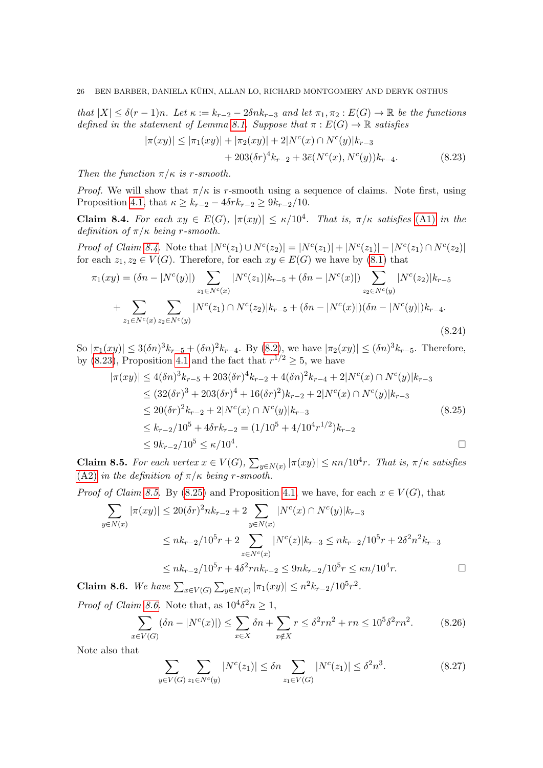*that $|X| \le \delta(r-1)n$. Let $\kappa := k_{r-2} - 2\delta n k_{r-3}$ and let $\pi_1, \pi_2 : E(G) \to \mathbb{R}$ be the functions defined in the statement of Lemma 8.1. Suppose that $\pi : E(G) \to \mathbb{R}$ satisfies*

$$|\pi(xy)| \le |\pi_1(xy)| + |\pi_2(xy)| + 2|N^c(x) \cap N^c(y)|k_{r-3} + 203(\delta r)^4 k_{r-2} + 3\bar{e}(N^c(x), N^c(y))k_{r-4}. \tag{8.23}$$

*Then the function $\pi/\kappa$ is $r$-smooth.*

*Proof.* We will show that $\pi/\kappa$ is $r$-smooth using a sequence of claims. Note first, using Proposition 4.1, that $\kappa \ge k_{r-2} - 4\delta r k_{r-2} \ge 9k_{r-2}/10$.

**Claim 8.4.** *For each $xy \in E(G)$, $|\pi(xy)| \le \kappa/10^4$. That is, $\pi/\kappa$ satisfies (A1) in the definition of $\pi/\kappa$ being $r$-smooth.*

*Proof of Claim 8.4.* Note that $|N^c(z_1) \cup N^c(z_2)| = |N^c(z_1)| + |N^c(z_2)| - |N^c(z_1) \cap N^c(z_2)|$ for each $z_1, z_2 \in V(G)$. Therefore, for each $xy \in E(G)$ we have by (8.1) that

$$\pi_1(xy) = (\delta n - |N^c(y)|) \sum_{z_1 \in N^c(x)} |N^c(z_1)|k_{r-5} + (\delta n - |N^c(x)|) \sum_{z_2 \in N^c(y)} |N^c(z_2)|k_{r-5}$$
$$+ \sum_{z_1 \in N^c(x)} \sum_{z_2 \in N^c(y)} |N^c(z_1) \cap N^c(z_2)|k_{r-5} + (\delta n - |N^c(x)|)(\delta n - |N^c(y)|)k_{r-4}. \tag{8.24}$$

So $|\pi_1(xy)| \le 3(\delta n)^3 k_{r-5} + (\delta n)^2 k_{r-4}$. By (8.2), we have $|\pi_2(xy)| \le (\delta n)^3 k_{r-5}$. Therefore, by (8.23), Proposition 4.1 and the fact that $r^{1/2} \ge 5$, we have

$$\begin{aligned}
|\pi(xy)| &\le 4(\delta n)^3 k_{r-5} + 203(\delta r)^4 k_{r-2} + 4(\delta n)^2 k_{r-4} + 2|N^c(x) \cap N^c(y)|k_{r-3} \\
&\le (32(\delta r)^3 + 203(\delta r)^4 + 16(\delta r)^2)k_{r-2} + 2|N^c(x) \cap N^c(y)|k_{r-3} \\
&\le 20(\delta r)^2 k_{r-2} + 2|N^c(x) \cap N^c(y)|k_{r-3} \qquad\qquad (8.25)\\
&\le k_{r-2}/10^5 + 4\delta r k_{r-2} = (1/10^5 + 4/10^4 r^{1/2})k_{r-2} \\
&\le 9k_{r-2}/10^5 \le \kappa/10^4.
\end{aligned}$$

□

**Claim 8.5.** *For each vertex $x \in V(G)$, $\sum_{y \in N(x)} |\pi(xy)| \le \kappa n/10^4 r$. That is, $\pi/\kappa$ satisfies (A2) in the definition of $\pi/\kappa$ being $r$-smooth.*

*Proof of Claim 8.5.* By (8.25) and Proposition 4.1, we have, for each $x \in V(G)$, that

$$\begin{aligned}
\sum_{y \in N(x)} |\pi(xy)| &\le 20(\delta r)^2 n k_{r-2} + 2 \sum_{y \in N(x)} |N^c(x) \cap N^c(y)|k_{r-3} \\
&\le n k_{r-2}/10^5 r + 2 \sum_{z \in N^c(x)} |N^c(z)|k_{r-3} \le n k_{r-2}/10^5 r + 2\delta^2 n^2 k_{r-3} \\
&\le n k_{r-2}/10^5 r + 4\delta^2 r n k_{r-2} \le 9 n k_{r-2}/10^5 r \le \kappa n/10^4 r.
\end{aligned}$$

□

**Claim 8.6.** *We have $\sum_{x \in V(G)} \sum_{y \in N(x)} |\pi_1(xy)| \le n^2 k_{r-2}/10^5 r^2$.*

*Proof of Claim 8.6.* Note that, as $10^4 \delta^2 n \ge 1$,

$$\sum_{x \in V(G)} (\delta n - |N^c(x)|) \le \sum_{x \in X} \delta n + \sum_{x \notin X} r \le \delta^2 r n^2 + rn \le 10^5 \delta^2 r n^2. \tag{8.26}$$

Note also that

$$\sum_{y \in V(G)} \sum_{z_1 \in N^c(y)} |N^c(z_1)| \le \delta n \sum_{z_1 \in V(G)} |N^c(z_1)| \le \delta^2 n^3. \tag{8.27}$$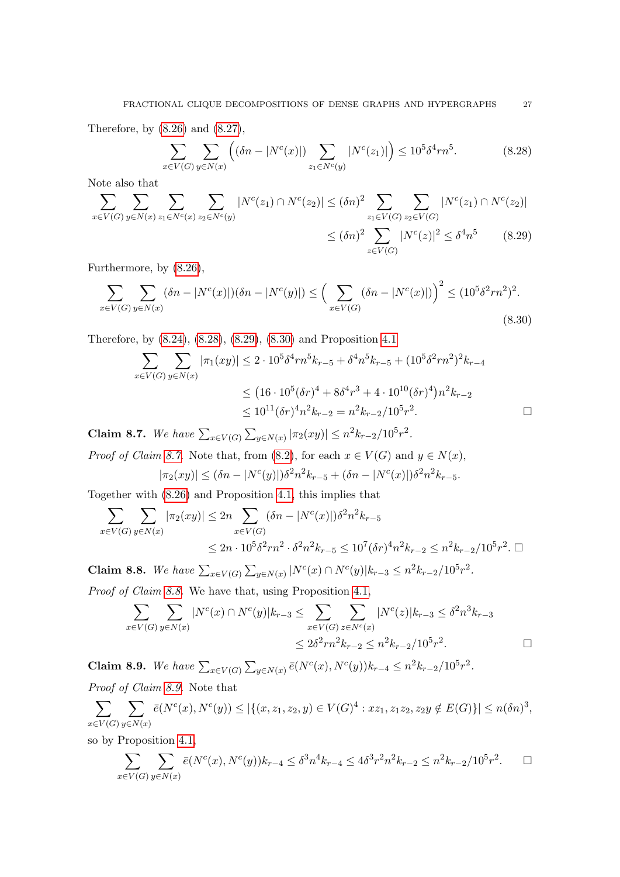Therefore, by (8.26) and (8.27),

$$\sum_{x\in V(G)}\sum_{y\in N(x)}\Big((\delta n-|N^c(x)|)\sum_{z_1\in N^c(y)}|N^c(z_1)|\Big)\le 10^5\delta^4 rn^5. \tag{8.28}$$

Note also that

$$\sum_{x\in V(G)}\sum_{y\in N(x)}\sum_{z_1\in N^c(x)}\sum_{z_2\in N^c(y)}|N^c(z_1)\cap N^c(z_2)|\le(\delta n)^2\sum_{z_1\in V(G)}\sum_{z_2\in V(G)}|N^c(z_1)\cap N^c(z_2)|$$
$$\le(\delta n)^2\sum_{z\in V(G)}|N^c(z)|^2\le\delta^4n^5 \tag{8.29}$$

Furthermore, by (8.26),

$$\sum_{x\in V(G)}\sum_{y\in N(x)}(\delta n-|N^c(x)|)(\delta n-|N^c(y)|)\le\Big(\sum_{x\in V(G)}(\delta n-|N^c(x)|)\Big)^2\le(10^5\delta^2rn^2)^2. \tag{8.30}$$

Therefore, by (8.24), (8.28), (8.29), (8.30) and Proposition 4.1

$$\sum_{x\in V(G)}\sum_{y\in N(x)}|\pi_1(xy)|\le 2\cdot10^5\delta^4rn^5k_{r-5}+\delta^4n^5k_{r-5}+(10^5\delta^2rn^2)^2k_{r-4}$$
$$\le\big(16\cdot10^5(\delta r)^4+8\delta^4r^3+4\cdot10^{10}(\delta r)^4\big)n^2k_{r-2}$$
$$\le 10^{11}(\delta r)^4n^2k_{r-2}=n^2k_{r-2}/10^5r^2. \qquad\square$$

**Claim 8.7.** *We have* $\sum_{x\in V(G)}\sum_{y\in N(x)}|\pi_2(xy)|\le n^2k_{r-2}/10^5r^2$.

*Proof of Claim 8.7.* Note that, from (8.2), for each $x\in V(G)$ and $y\in N(x)$,

$$|\pi_2(xy)|\le(\delta n-|N^c(y)|)\delta^2n^2k_{r-5}+(\delta n-|N^c(x)|)\delta^2n^2k_{r-5}.$$

Together with (8.26) and Proposition 4.1, this implies that

$$\sum_{x\in V(G)}\sum_{y\in N(x)}|\pi_2(xy)|\le 2n\sum_{x\in V(G)}(\delta n-|N^c(x)|)\delta^2n^2k_{r-5}$$
$$\le 2n\cdot10^5\delta^2rn^2\cdot\delta^2n^2k_{r-5}\le10^7(\delta r)^4n^2k_{r-2}\le n^2k_{r-2}/10^5r^2. \ \square$$

**Claim 8.8.** *We have* $\sum_{x\in V(G)}\sum_{y\in N(x)}|N^c(x)\cap N^c(y)|k_{r-3}\le n^2k_{r-2}/10^5r^2$.

*Proof of Claim 8.8.* We have that, using Proposition 4.1,

$$\sum_{x\in V(G)}\sum_{y\in N(x)}|N^c(x)\cap N^c(y)|k_{r-3}\le\sum_{x\in V(G)}\sum_{z\in N^c(x)}|N^c(z)|k_{r-3}\le\delta^2n^3k_{r-3}$$
$$\le2\delta^2rn^2k_{r-2}\le n^2k_{r-2}/10^5r^2. \qquad\square$$

**Claim 8.9.** *We have* $\sum_{x\in V(G)}\sum_{y\in N(x)}\bar e(N^c(x),N^c(y))k_{r-4}\le n^2k_{r-2}/10^5r^2$.

*Proof of Claim 8.9.* Note that

$$\sum_{x\in V(G)}\sum_{y\in N(x)}\bar e(N^c(x),N^c(y))\le|\{(x,z_1,z_2,y)\in V(G)^4:xz_1,z_1z_2,z_2y\notin E(G)\}|\le n(\delta n)^3,$$

so by Proposition 4.1,

$$\sum_{x\in V(G)}\sum_{y\in N(x)}\bar e(N^c(x),N^c(y))k_{r-4}\le\delta^3n^4k_{r-4}\le4\delta^3r^2n^2k_{r-2}\le n^2k_{r-2}/10^5r^2. \qquad\square$$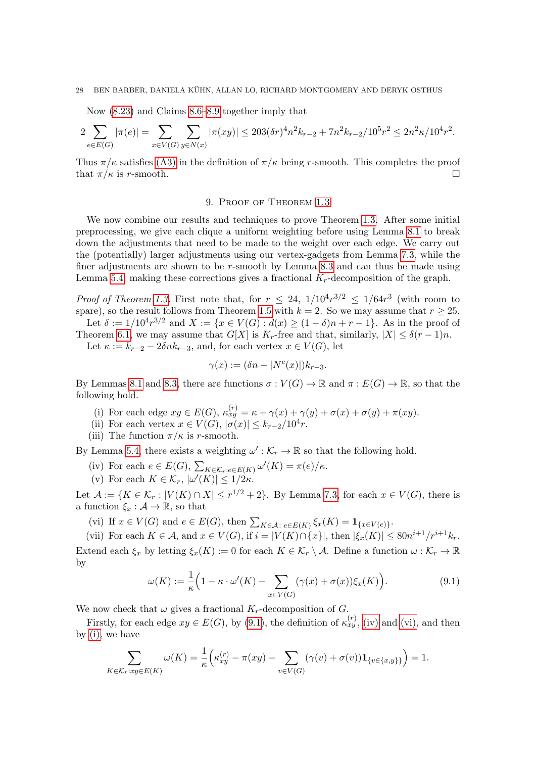Now (8.23) and Claims 8.6–8.9 together imply that

$$2\sum_{e\in E(G)}|\pi(e)| = \sum_{x\in V(G)}\sum_{y\in N(x)}|\pi(xy)| \le 203(\delta r)^4 n^2 k_{r-2} + 7n^2k_{r-2}/10^5r^2 \le 2n^2\kappa/10^4r^2.$$

Thus $\pi/\kappa$ satisfies (A3) in the definition of $\pi/\kappa$ being $r$-smooth. This completes the proof that $\pi/\kappa$ is $r$-smooth. □

## 9. Proof of Theorem 1.3

We now combine our results and techniques to prove Theorem 1.3. After some initial preprocessing, we give each clique a uniform weighting before using Lemma 8.1 to break down the adjustments that need to be made to the weight over each edge. We carry out the (potentially) larger adjustments using our vertex-gadgets from Lemma 7.3, while the finer adjustments are shown to be $r$-smooth by Lemma 8.3 and can thus be made using Lemma 5.4; making these corrections gives a fractional $K_r$-decomposition of the graph.

*Proof of Theorem 1.3.* First note that, for $r \le 24$, $1/10^4r^{3/2} \le 1/64r^3$ (with room to spare), so the result follows from Theorem 1.5 with $k = 2$. So we may assume that $r \ge 25$.

Let $\delta := 1/10^4r^{3/2}$ and $X := \{x \in V(G) : d(x) \ge (1-\delta)n + r - 1\}$. As in the proof of Theorem 6.1, we may assume that $G[X]$ is $K_r$-free and that, similarly, $|X| \le \delta(r-1)n$.

Let $\kappa := k_{r-2} - 2\delta n k_{r-3}$, and, for each vertex $x \in V(G)$, let

$$\gamma(x) := (\delta n - |N^c(x)|)k_{r-3}.$$

By Lemmas 8.1 and 8.3, there are functions $\sigma : V(G) \to \mathbb{R}$ and $\pi : E(G) \to \mathbb{R}$, so that the following hold.

- (i) For each edge $xy \in E(G)$, $\kappa^{(r)}_{xy} = \kappa + \gamma(x) + \gamma(y) + \sigma(x) + \sigma(y) + \pi(xy)$.
- (ii) For each vertex $x \in V(G)$, $|\sigma(x)| \le k_{r-2}/10^4r$.
- (iii) The function $\pi/\kappa$ is $r$-smooth.

By Lemma 5.4, there exists a weighting $\omega' : \mathcal{K}_r \to \mathbb{R}$ so that the following hold.

- (iv) For each $e \in E(G)$, $\sum_{K\in\mathcal{K}_r:e\in E(K)}\omega'(K) = \pi(e)/\kappa$.
- (v) For each $K \in \mathcal{K}_r$, $|\omega'(K)| \le 1/2\kappa$.

Let $\mathcal{A} := \{K \in \mathcal{K}_r : |V(K) \cap X| \le r^{1/2} + 2\}$. By Lemma 7.3, for each $x \in V(G)$, there is a function $\xi_x : \mathcal{A} \to \mathbb{R}$, so that

- (vi) If $x \in V(G)$ and $e \in E(G)$, then $\sum_{K\in\mathcal{A}:\, e\in E(K)}\xi_x(K) = \mathbf{1}_{\{x\in V(e)\}}$.
- (vii) For each $K \in \mathcal{A}$, and $x \in V(G)$, if $i = |V(K)\cap\{x\}|$, then $|\xi_x(K)| \le 80n^{i+1}/r^{i+1}k_r$.

Extend each $\xi_x$ by letting $\xi_x(K) := 0$ for each $K \in \mathcal{K}_r \setminus \mathcal{A}$. Define a function $\omega : \mathcal{K}_r \to \mathbb{R}$ by

$$\omega(K) := \frac{1}{\kappa}\Big(1 - \kappa\cdot\omega'(K) - \sum_{x\in V(G)}(\gamma(x)+\sigma(x))\xi_x(K)\Big). \tag{9.1}$$

We now check that $\omega$ gives a fractional $K_r$-decomposition of $G$.

Firstly, for each edge $xy \in E(G)$, by (9.1), the definition of $\kappa^{(r)}_{xy}$, (iv) and (vi), and then by (i), we have

$$\sum_{K\in\mathcal{K}_r:xy\in E(K)}\omega(K) = \frac{1}{\kappa}\Big(\kappa^{(r)}_{xy} - \pi(xy) - \sum_{v\in V(G)}(\gamma(v)+\sigma(v))\mathbf{1}_{\{v\in\{x,y\}\}}\Big) = 1.$$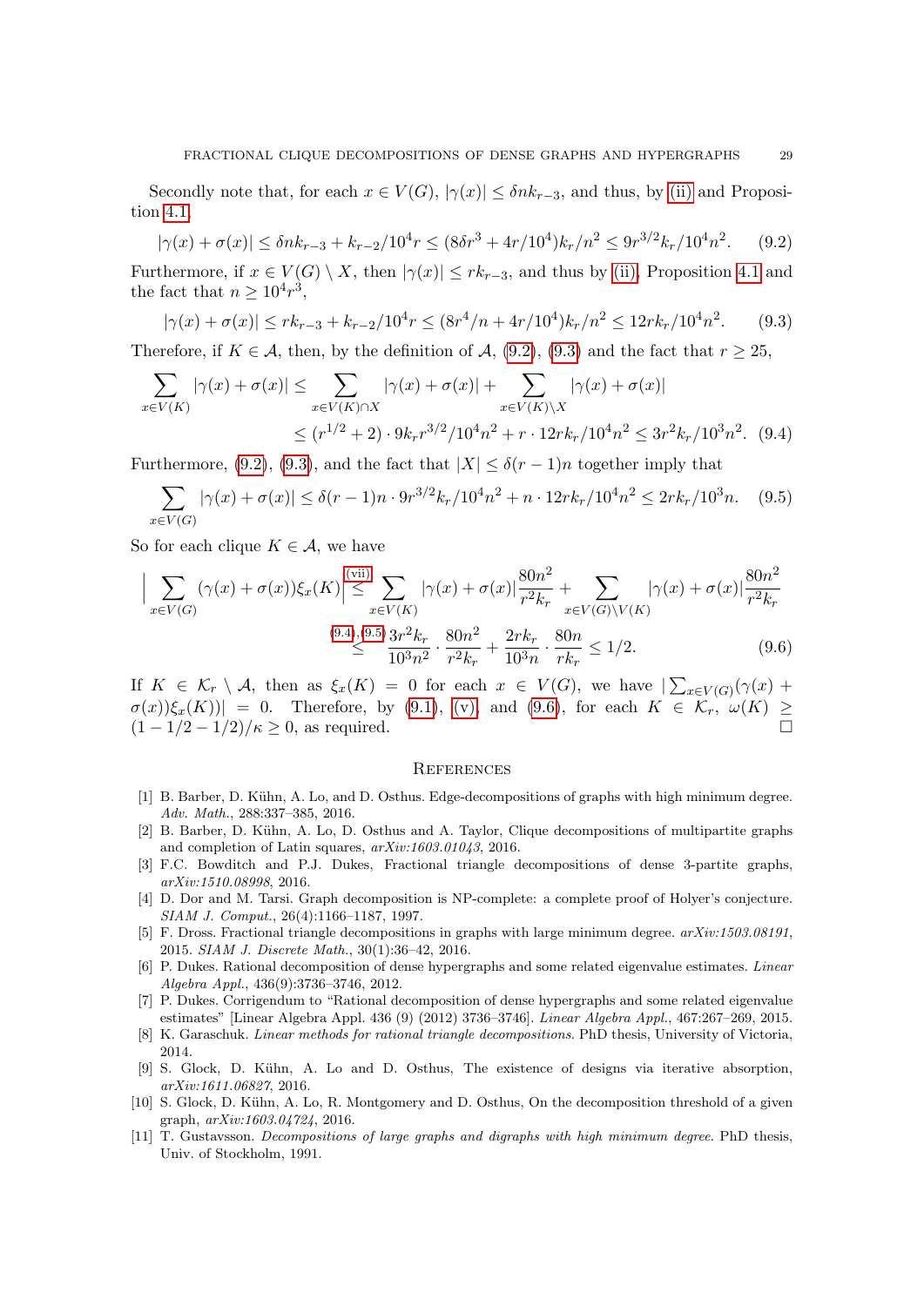Secondly note that, for each $x \in V(G)$, $|\gamma(x)| \leq \delta n k_{r-3}$, and thus, by (ii) and Proposition 4.1,

$$|\gamma(x) + \sigma(x)| \leq \delta n k_{r-3} + k_{r-2}/10^4 r \leq (8\delta r^3 + 4r/10^4) k_r/n^2 \leq 9r^{3/2} k_r/10^4 n^2. \tag{9.2}$$

Furthermore, if $x \in V(G) \setminus X$, then $|\gamma(x)| \leq r k_{r-3}$, and thus by (ii), Proposition 4.1 and the fact that $n \geq 10^4 r^3$,

$$|\gamma(x) + \sigma(x)| \leq r k_{r-3} + k_{r-2}/10^4 r \leq (8r^4/n + 4r/10^4) k_r/n^2 \leq 12 r k_r/10^4 n^2. \tag{9.3}$$

Therefore, if $K \in \mathcal{A}$, then, by the definition of $\mathcal{A}$, (9.2), (9.3) and the fact that $r \geq 25$,

$$\begin{aligned}\sum_{x \in V(K)} |\gamma(x) + \sigma(x)| &\leq \sum_{x \in V(K) \cap X} |\gamma(x) + \sigma(x)| + \sum_{x \in V(K) \setminus X} |\gamma(x) + \sigma(x)| \\ &\leq (r^{1/2} + 2) \cdot 9 k_r r^{3/2}/10^4 n^2 + r \cdot 12 r k_r/10^4 n^2 \leq 3r^2 k_r/10^3 n^2. \end{aligned} \tag{9.4}$$

Furthermore, (9.2), (9.3), and the fact that $|X| \leq \delta(r-1)n$ together imply that

$$\sum_{x \in V(G)} |\gamma(x) + \sigma(x)| \leq \delta(r-1)n \cdot 9r^{3/2} k_r/10^4 n^2 + n \cdot 12 r k_r/10^4 n^2 \leq 2 r k_r/10^3 n. \tag{9.5}$$

So for each clique $K \in \mathcal{A}$, we have

$$\begin{aligned}\Big| \sum_{x \in V(G)} (\gamma(x) + \sigma(x)) \xi_x(K) \Big| &\overset{\text{(vii)}}{\leq} \sum_{x \in V(K)} |\gamma(x) + \sigma(x)| \frac{80n^2}{r^2 k_r} + \sum_{x \in V(G) \setminus V(K)} |\gamma(x) + \sigma(x)| \frac{80n^2}{r^2 k_r} \\ &\overset{(9.4),(9.5)}{\leq} \frac{3r^2 k_r}{10^3 n^2} \cdot \frac{80n^2}{r^2 k_r} + \frac{2 r k_r}{10^3 n} \cdot \frac{80n}{r k_r} \leq 1/2. \end{aligned} \tag{9.6}$$

If $K \in \mathcal{K}_r \setminus \mathcal{A}$, then as $\xi_x(K) = 0$ for each $x \in V(G)$, we have $|\sum_{x \in V(G)} (\gamma(x) + \sigma(x)) \xi_x(K))| = 0$. Therefore, by (9.1), (v), and (9.6), for each $K \in \mathcal{K}_r$, $\omega(K) \geq (1 - 1/2 - 1/2)/\kappa \geq 0$, as required. □

## References

[1] B. Barber, D. Kühn, A. Lo, and D. Osthus. Edge-decompositions of graphs with high minimum degree. *Adv. Math.*, 288:337–385, 2016.

[2] B. Barber, D. Kühn, A. Lo, D. Osthus and A. Taylor, Clique decompositions of multipartite graphs and completion of Latin squares, *arXiv:1603.01043*, 2016.

[3] F.C. Bowditch and P.J. Dukes, Fractional triangle decompositions of dense 3-partite graphs, *arXiv:1510.08998*, 2016.

[4] D. Dor and M. Tarsi. Graph decomposition is NP-complete: a complete proof of Holyer's conjecture. *SIAM J. Comput.*, 26(4):1166–1187, 1997.

[5] F. Dross. Fractional triangle decompositions in graphs with large minimum degree. *arXiv:1503.08191*, 2015. *SIAM J. Discrete Math.*, 30(1):36–42, 2016.

[6] P. Dukes. Rational decomposition of dense hypergraphs and some related eigenvalue estimates. *Linear Algebra Appl.*, 436(9):3736–3746, 2012.

[7] P. Dukes. Corrigendum to "Rational decomposition of dense hypergraphs and some related eigenvalue estimates" [Linear Algebra Appl. 436 (9) (2012) 3736–3746]. *Linear Algebra Appl.*, 467:267–269, 2015.

[8] K. Garaschuk. *Linear methods for rational triangle decompositions.* PhD thesis, University of Victoria, 2014.

[9] S. Glock, D. Kühn, A. Lo and D. Osthus, The existence of designs via iterative absorption, *arXiv:1611.06827*, 2016.

[10] S. Glock, D. Kühn, A. Lo, R. Montgomery and D. Osthus, On the decomposition threshold of a given graph, *arXiv:1603.04724*, 2016.

[11] T. Gustavsson. *Decompositions of large graphs and digraphs with high minimum degree.* PhD thesis, Univ. of Stockholm, 1991.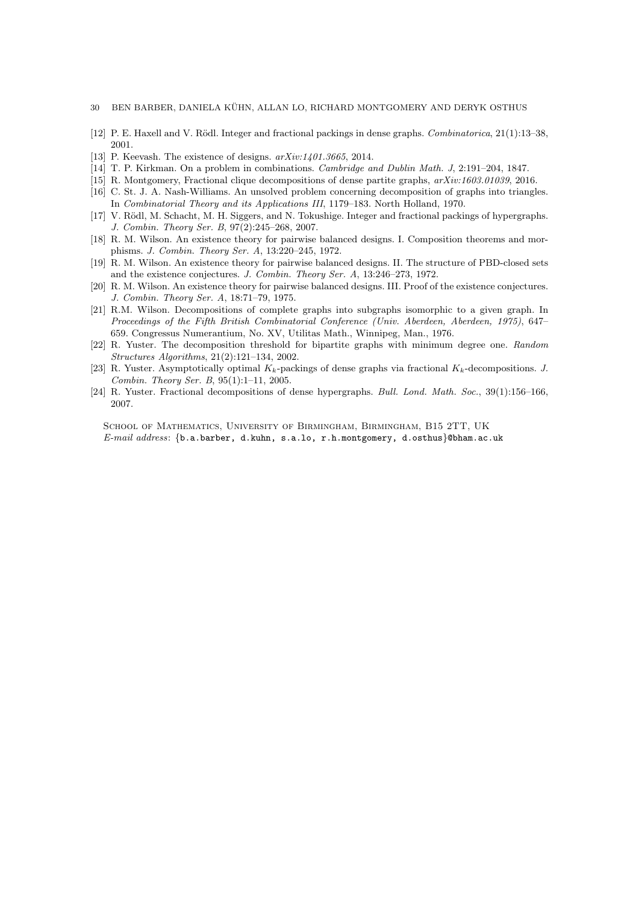[12] P. E. Haxell and V. Rödl. Integer and fractional packings in dense graphs. *Combinatorica*, 21(1):13–38, 2001.

[13] P. Keevash. The existence of designs. *arXiv:1401.3665*, 2014.

[14] T. P. Kirkman. On a problem in combinations. *Cambridge and Dublin Math. J*, 2:191–204, 1847.

[15] R. Montgomery, Fractional clique decompositions of dense partite graphs, *arXiv:1603.01039*, 2016.

[16] C. St. J. A. Nash-Williams. An unsolved problem concerning decomposition of graphs into triangles. In *Combinatorial Theory and its Applications III*, 1179–183. North Holland, 1970.

[17] V. Rödl, M. Schacht, M. H. Siggers, and N. Tokushige. Integer and fractional packings of hypergraphs. *J. Combin. Theory Ser. B*, 97(2):245–268, 2007.

[18] R. M. Wilson. An existence theory for pairwise balanced designs. I. Composition theorems and morphisms. *J. Combin. Theory Ser. A*, 13:220–245, 1972.

[19] R. M. Wilson. An existence theory for pairwise balanced designs. II. The structure of PBD-closed sets and the existence conjectures. *J. Combin. Theory Ser. A*, 13:246–273, 1972.

[20] R. M. Wilson. An existence theory for pairwise balanced designs. III. Proof of the existence conjectures. *J. Combin. Theory Ser. A*, 18:71–79, 1975.

[21] R.M. Wilson. Decompositions of complete graphs into subgraphs isomorphic to a given graph. In *Proceedings of the Fifth British Combinatorial Conference (Univ. Aberdeen, Aberdeen, 1975)*, 647–659. Congressus Numerantium, No. XV, Utilitas Math., Winnipeg, Man., 1976.

[22] R. Yuster. The decomposition threshold for bipartite graphs with minimum degree one. *Random Structures Algorithms*, 21(2):121–134, 2002.

[23] R. Yuster. Asymptotically optimal $K_k$-packings of dense graphs via fractional $K_k$-decompositions. *J. Combin. Theory Ser. B*, 95(1):1–11, 2005.

[24] R. Yuster. Fractional decompositions of dense hypergraphs. *Bull. Lond. Math. Soc.*, 39(1):156–166, 2007.

School of Mathematics, University of Birmingham, Birmingham, B15 2TT, UK
*E-mail address*: {b.a.barber, d.kuhn, s.a.lo, r.h.montgomery, d.osthus}@bham.ac.uk